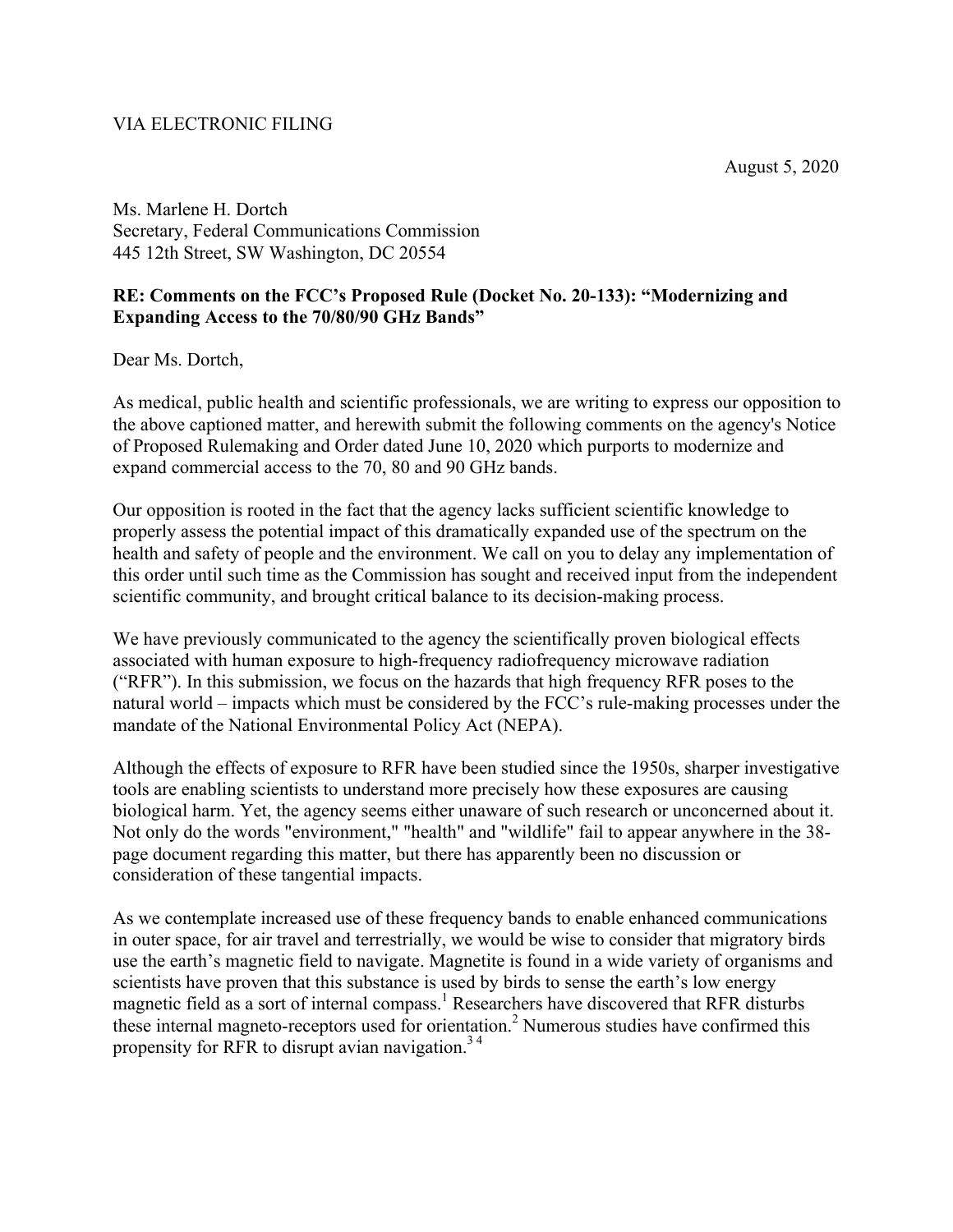VIA ELECTRONIC FILING

August 5, 2020

Ms. Marlene H. Dortch
Secretary, Federal Communications Commission
445 12th Street, SW Washington, DC 20554

**RE: Comments on the FCC's Proposed Rule (Docket No. 20-133): "Modernizing and Expanding Access to the 70/80/90 GHz Bands"**

Dear Ms. Dortch,

As medical, public health and scientific professionals, we are writing to express our opposition to the above captioned matter, and herewith submit the following comments on the agency's Notice of Proposed Rulemaking and Order dated June 10, 2020 which purports to modernize and expand commercial access to the 70, 80 and 90 GHz bands.

Our opposition is rooted in the fact that the agency lacks sufficient scientific knowledge to properly assess the potential impact of this dramatically expanded use of the spectrum on the health and safety of people and the environment. We call on you to delay any implementation of this order until such time as the Commission has sought and received input from the independent scientific community, and brought critical balance to its decision-making process.

We have previously communicated to the agency the scientifically proven biological effects associated with human exposure to high-frequency radiofrequency microwave radiation ("RFR"). In this submission, we focus on the hazards that high frequency RFR poses to the natural world – impacts which must be considered by the FCC's rule-making processes under the mandate of the National Environmental Policy Act (NEPA).

Although the effects of exposure to RFR have been studied since the 1950s, sharper investigative tools are enabling scientists to understand more precisely how these exposures are causing biological harm. Yet, the agency seems either unaware of such research or unconcerned about it. Not only do the words "environment," "health" and "wildlife" fail to appear anywhere in the 38-page document regarding this matter, but there has apparently been no discussion or consideration of these tangential impacts.

As we contemplate increased use of these frequency bands to enable enhanced communications in outer space, for air travel and terrestrially, we would be wise to consider that migratory birds use the earth's magnetic field to navigate. Magnetite is found in a wide variety of organisms and scientists have proven that this substance is used by birds to sense the earth's low energy magnetic field as a sort of internal compass.[1] Researchers have discovered that RFR disturbs these internal magneto-receptors used for orientation.[2] Numerous studies have confirmed this propensity for RFR to disrupt avian navigation.[3] [4]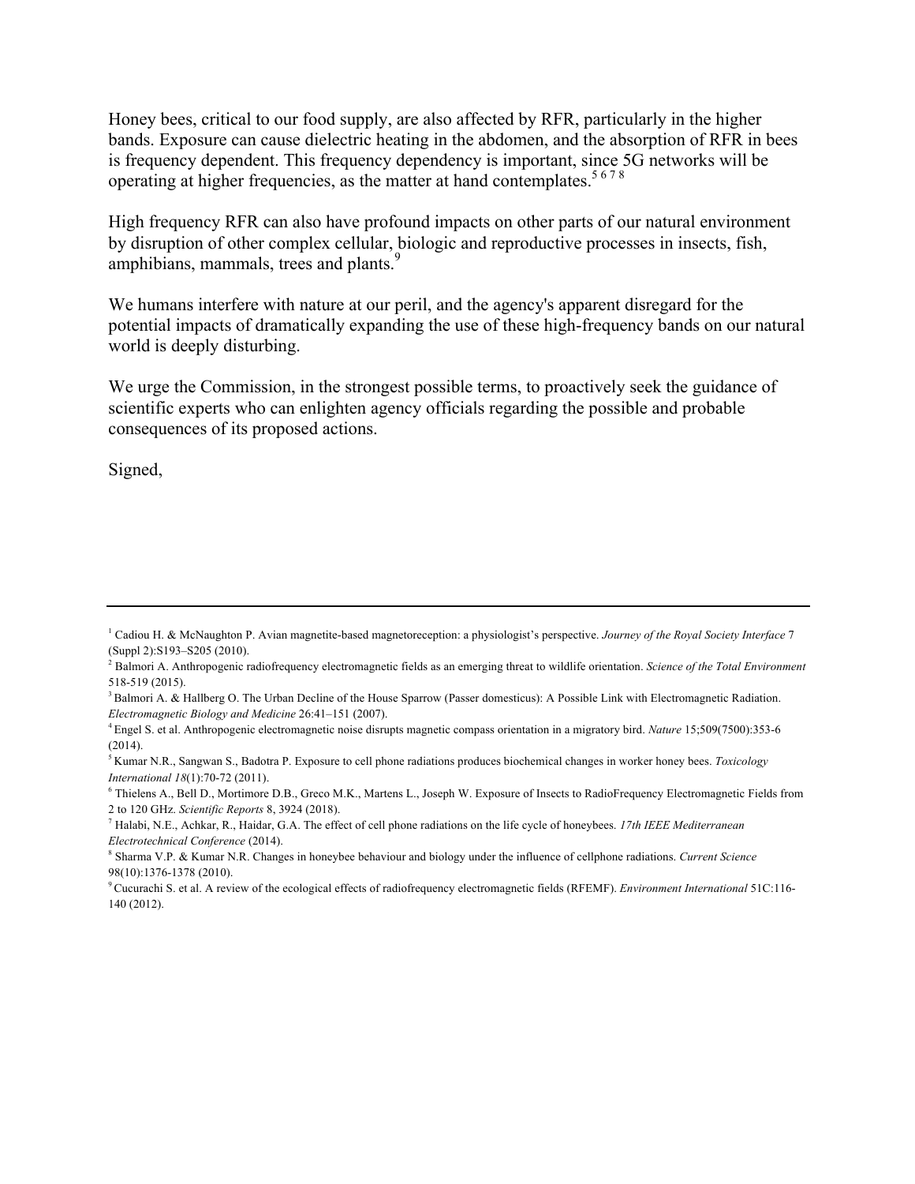Honey bees, critical to our food supply, are also affected by RFR, particularly in the higher bands. Exposure can cause dielectric heating in the abdomen, and the absorption of RFR in bees is frequency dependent. This frequency dependency is important, since 5G networks will be operating at higher frequencies, as the matter at hand contemplates.[5 6 7 8]

High frequency RFR can also have profound impacts on other parts of our natural environment by disruption of other complex cellular, biologic and reproductive processes in insects, fish, amphibians, mammals, trees and plants.[9]

We humans interfere with nature at our peril, and the agency's apparent disregard for the potential impacts of dramatically expanding the use of these high-frequency bands on our natural world is deeply disturbing.

We urge the Commission, in the strongest possible terms, to proactively seek the guidance of scientific experts who can enlighten agency officials regarding the possible and probable consequences of its proposed actions.

Signed,

---

[1] Cadiou H. & McNaughton P. Avian magnetite-based magnetoreception: a physiologist's perspective. *Journey of the Royal Society Interface* 7 (Suppl 2):S193–S205 (2010).

[2] Balmori A. Anthropogenic radiofrequency electromagnetic fields as an emerging threat to wildlife orientation. *Science of the Total Environment* 518-519 (2015).

[3] Balmori A. & Hallberg O. The Urban Decline of the House Sparrow (Passer domesticus): A Possible Link with Electromagnetic Radiation. *Electromagnetic Biology and Medicine* 26:41–151 (2007).

[4] Engel S. et al. Anthropogenic electromagnetic noise disrupts magnetic compass orientation in a migratory bird. *Nature* 15;509(7500):353-6 (2014).

[5] Kumar N.R., Sangwan S., Badotra P. Exposure to cell phone radiations produces biochemical changes in worker honey bees. *Toxicology International 18*(1):70-72 (2011).

[6] Thielens A., Bell D., Mortimore D.B., Greco M.K., Martens L., Joseph W. Exposure of Insects to RadioFrequency Electromagnetic Fields from 2 to 120 GHz. *Scientific Reports* 8, 3924 (2018).

[7] Halabi, N.E., Achkar, R., Haidar, G.A. The effect of cell phone radiations on the life cycle of honeybees. *17th IEEE Mediterranean Electrotechnical Conference* (2014).

[8] Sharma V.P. & Kumar N.R. Changes in honeybee behaviour and biology under the influence of cellphone radiations. *Current Science* 98(10):1376-1378 (2010).

[9] Cucurachi S. et al. A review of the ecological effects of radiofrequency electromagnetic fields (RFEMF). *Environment International* 51C:116-140 (2012).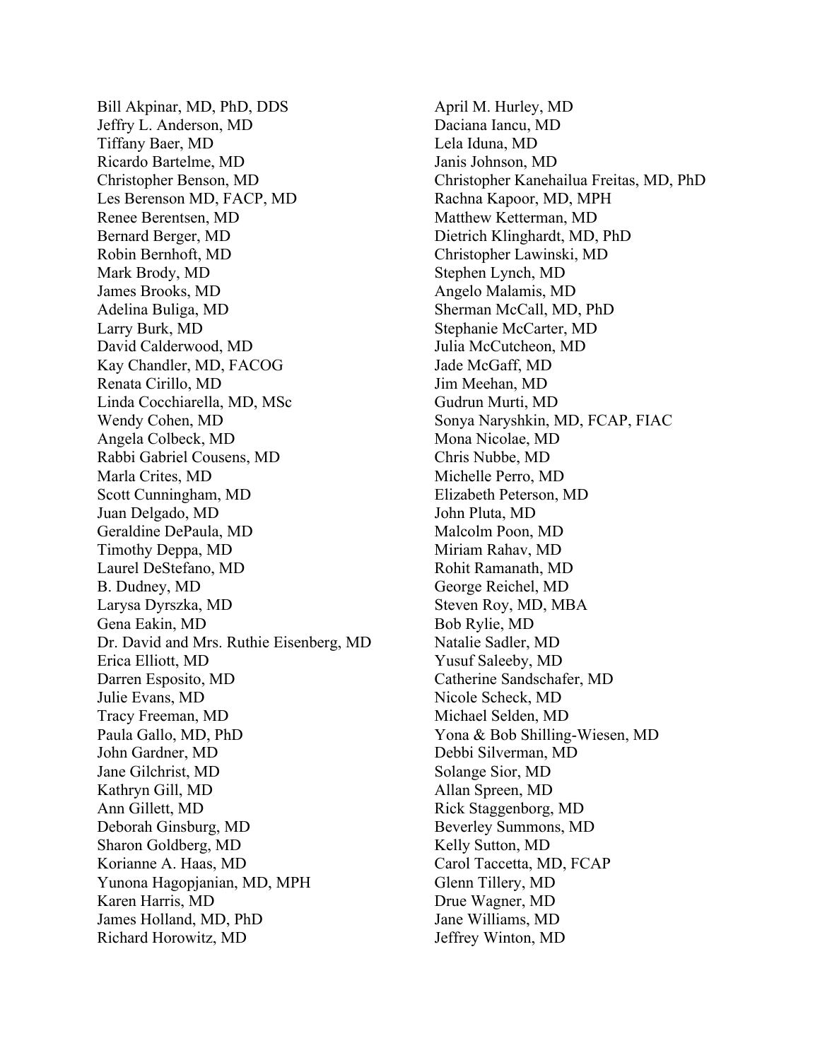Bill Akpinar, MD, PhD, DDS
Jeffry L. Anderson, MD
Tiffany Baer, MD
Ricardo Bartelme, MD
Christopher Benson, MD
Les Berenson MD, FACP, MD
Renee Berentsen, MD
Bernard Berger, MD
Robin Bernhoft, MD
Mark Brody, MD
James Brooks, MD
Adelina Buliga, MD
Larry Burk, MD
David Calderwood, MD
Kay Chandler, MD, FACOG
Renata Cirillo, MD
Linda Cocchiarella, MD, MSc
Wendy Cohen, MD
Angela Colbeck, MD
Rabbi Gabriel Cousens, MD
Marla Crites, MD
Scott Cunningham, MD
Juan Delgado, MD
Geraldine DePaula, MD
Timothy Deppa, MD
Laurel DeStefano, MD
B. Dudney, MD
Larysa Dyrszka, MD
Gena Eakin, MD
Dr. David and Mrs. Ruthie Eisenberg, MD
Erica Elliott, MD
Darren Esposito, MD
Julie Evans, MD
Tracy Freeman, MD
Paula Gallo, MD, PhD
John Gardner, MD
Jane Gilchrist, MD
Kathryn Gill, MD
Ann Gillett, MD
Deborah Ginsburg, MD
Sharon Goldberg, MD
Korianne A. Haas, MD
Yunona Hagopjanian, MD, MPH
Karen Harris, MD
James Holland, MD, PhD
Richard Horowitz, MD
April M. Hurley, MD
Daciana Iancu, MD
Lela Iduna, MD
Janis Johnson, MD
Christopher Kanehailua Freitas, MD, PhD
Rachna Kapoor, MD, MPH
Matthew Ketterman, MD
Dietrich Klinghardt, MD, PhD
Christopher Lawinski, MD
Stephen Lynch, MD
Angelo Malamis, MD
Sherman McCall, MD, PhD
Stephanie McCarter, MD
Julia McCutcheon, MD
Jade McGaff, MD
Jim Meehan, MD
Gudrun Murti, MD
Sonya Naryshkin, MD, FCAP, FIAC
Mona Nicolae, MD
Chris Nubbe, MD
Michelle Perro, MD
Elizabeth Peterson, MD
John Pluta, MD
Malcolm Poon, MD
Miriam Rahav, MD
Rohit Ramanath, MD
George Reichel, MD
Steven Roy, MD, MBA
Bob Rylie, MD
Natalie Sadler, MD
Yusuf Saleeby, MD
Catherine Sandschafer, MD
Nicole Scheck, MD
Michael Selden, MD
Yona & Bob Shilling-Wiesen, MD
Debbi Silverman, MD
Solange Sior, MD
Allan Spreen, MD
Rick Staggenborg, MD
Beverley Summons, MD
Kelly Sutton, MD
Carol Taccetta, MD, FCAP
Glenn Tillery, MD
Drue Wagner, MD
Jane Williams, MD
Jeffrey Winton, MD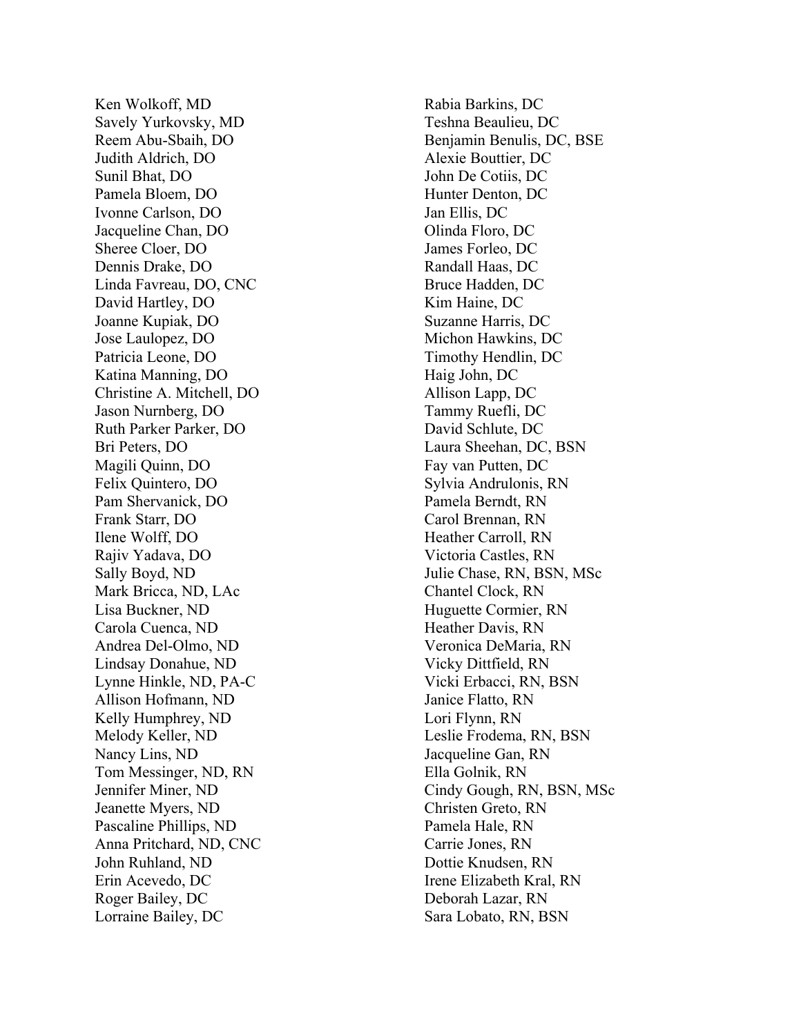Ken Wolkoff, MD
Savely Yurkovsky, MD
Reem Abu-Sbaih, DO
Judith Aldrich, DO
Sunil Bhat, DO
Pamela Bloem, DO
Ivonne Carlson, DO
Jacqueline Chan, DO
Sheree Cloer, DO
Dennis Drake, DO
Linda Favreau, DO, CNC
David Hartley, DO
Joanne Kupiak, DO
Jose Laulopez, DO
Patricia Leone, DO
Katina Manning, DO
Christine A. Mitchell, DO
Jason Nurnberg, DO
Ruth Parker Parker, DO
Bri Peters, DO
Magili Quinn, DO
Felix Quintero, DO
Pam Shervanick, DO
Frank Starr, DO
Ilene Wolff, DO
Rajiv Yadava, DO
Sally Boyd, ND
Mark Bricca, ND, LAc
Lisa Buckner, ND
Carola Cuenca, ND
Andrea Del-Olmo, ND
Lindsay Donahue, ND
Lynne Hinkle, ND, PA-C
Allison Hofmann, ND
Kelly Humphrey, ND
Melody Keller, ND
Nancy Lins, ND
Tom Messinger, ND, RN
Jennifer Miner, ND
Jeanette Myers, ND
Pascaline Phillips, ND
Anna Pritchard, ND, CNC
John Ruhland, ND
Erin Acevedo, DC
Roger Bailey, DC
Lorraine Bailey, DC
Rabia Barkins, DC
Teshna Beaulieu, DC
Benjamin Benulis, DC, BSE
Alexie Bouttier, DC
John De Cotiis, DC
Hunter Denton, DC
Jan Ellis, DC
Olinda Floro, DC
James Forleo, DC
Randall Haas, DC
Bruce Hadden, DC
Kim Haine, DC
Suzanne Harris, DC
Michon Hawkins, DC
Timothy Hendlin, DC
Haig John, DC
Allison Lapp, DC
Tammy Ruefli, DC
David Schlute, DC
Laura Sheehan, DC, BSN
Fay van Putten, DC
Sylvia Andrulonis, RN
Pamela Berndt, RN
Carol Brennan, RN
Heather Carroll, RN
Victoria Castles, RN
Julie Chase, RN, BSN, MSc
Chantel Clock, RN
Huguette Cormier, RN
Heather Davis, RN
Veronica DeMaria, RN
Vicky Dittfield, RN
Vicki Erbacci, RN, BSN
Janice Flatto, RN
Lori Flynn, RN
Leslie Frodema, RN, BSN
Jacqueline Gan, RN
Ella Golnik, RN
Cindy Gough, RN, BSN, MSc
Christen Greto, RN
Pamela Hale, RN
Carrie Jones, RN
Dottie Knudsen, RN
Irene Elizabeth Kral, RN
Deborah Lazar, RN
Sara Lobato, RN, BSN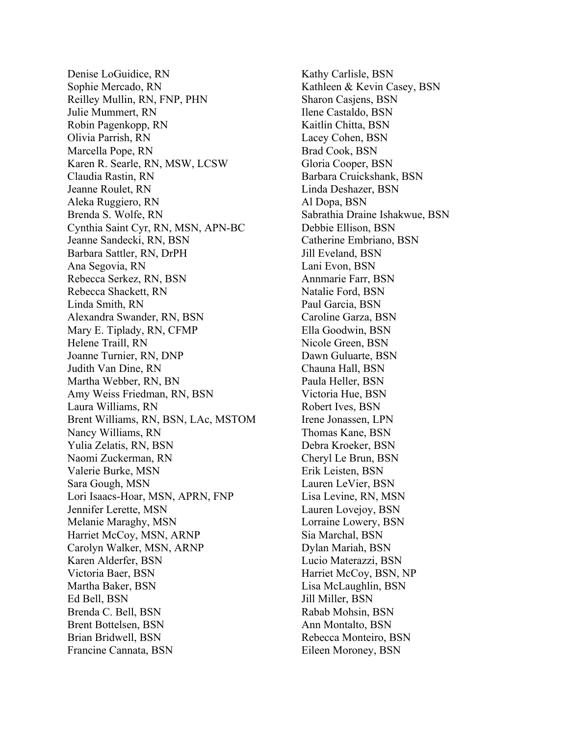Denise LoGuidice, RN
Sophie Mercado, RN
Reilley Mullin, RN, FNP, PHN
Julie Mummert, RN
Robin Pagenkopp, RN
Olivia Parrish, RN
Marcella Pope, RN
Karen R. Searle, RN, MSW, LCSW
Claudia Rastin, RN
Jeanne Roulet, RN
Aleka Ruggiero, RN
Brenda S. Wolfe, RN
Cynthia Saint Cyr, RN, MSN, APN-BC
Jeanne Sandecki, RN, BSN
Barbara Sattler, RN, DrPH
Ana Segovia, RN
Rebecca Serkez, RN, BSN
Rebecca Shackett, RN
Linda Smith, RN
Alexandra Swander, RN, BSN
Mary E. Tiplady, RN, CFMP
Helene Traill, RN
Joanne Turnier, RN, DNP
Judith Van Dine, RN
Martha Webber, RN, BN
Amy Weiss Friedman, RN, BSN
Laura Williams, RN
Brent Williams, RN, BSN, LAc, MSTOM
Nancy Williams, RN
Yulia Zelatis, RN, BSN
Naomi Zuckerman, RN
Valerie Burke, MSN
Sara Gough, MSN
Lori Isaacs-Hoar, MSN, APRN, FNP
Jennifer Lerette, MSN
Melanie Maraghy, MSN
Harriet McCoy, MSN, ARNP
Carolyn Walker, MSN, ARNP
Karen Alderfer, BSN
Victoria Baer, BSN
Martha Baker, BSN
Ed Bell, BSN
Brenda C. Bell, BSN
Brent Bottelsen, BSN
Brian Bridwell, BSN
Francine Cannata, BSN
Kathy Carlisle, BSN
Kathleen & Kevin Casey, BSN
Sharon Casjens, BSN
Ilene Castaldo, BSN
Kaitlin Chitta, BSN
Lacey Cohen, BSN
Brad Cook, BSN
Gloria Cooper, BSN
Barbara Cruickshank, BSN
Linda Deshazer, BSN
Al Dopa, BSN
Sabrathia Draine Ishakwue, BSN
Debbie Ellison, BSN
Catherine Embriano, BSN
Jill Eveland, BSN
Lani Evon, BSN
Annmarie Farr, BSN
Natalie Ford, BSN
Paul Garcia, BSN
Caroline Garza, BSN
Ella Goodwin, BSN
Nicole Green, BSN
Dawn Guluarte, BSN
Chauna Hall, BSN
Paula Heller, BSN
Victoria Hue, BSN
Robert Ives, BSN
Irene Jonassen, LPN
Thomas Kane, BSN
Debra Kroeker, BSN
Cheryl Le Brun, BSN
Erik Leisten, BSN
Lauren LeVier, BSN
Lisa Levine, RN, MSN
Lauren Lovejoy, BSN
Lorraine Lowery, BSN
Sia Marchal, BSN
Dylan Mariah, BSN
Lucio Materazzi, BSN
Harriet McCoy, BSN, NP
Lisa McLaughlin, BSN
Jill Miller, BSN
Rabab Mohsin, BSN
Ann Montalto, BSN
Rebecca Monteiro, BSN
Eileen Moroney, BSN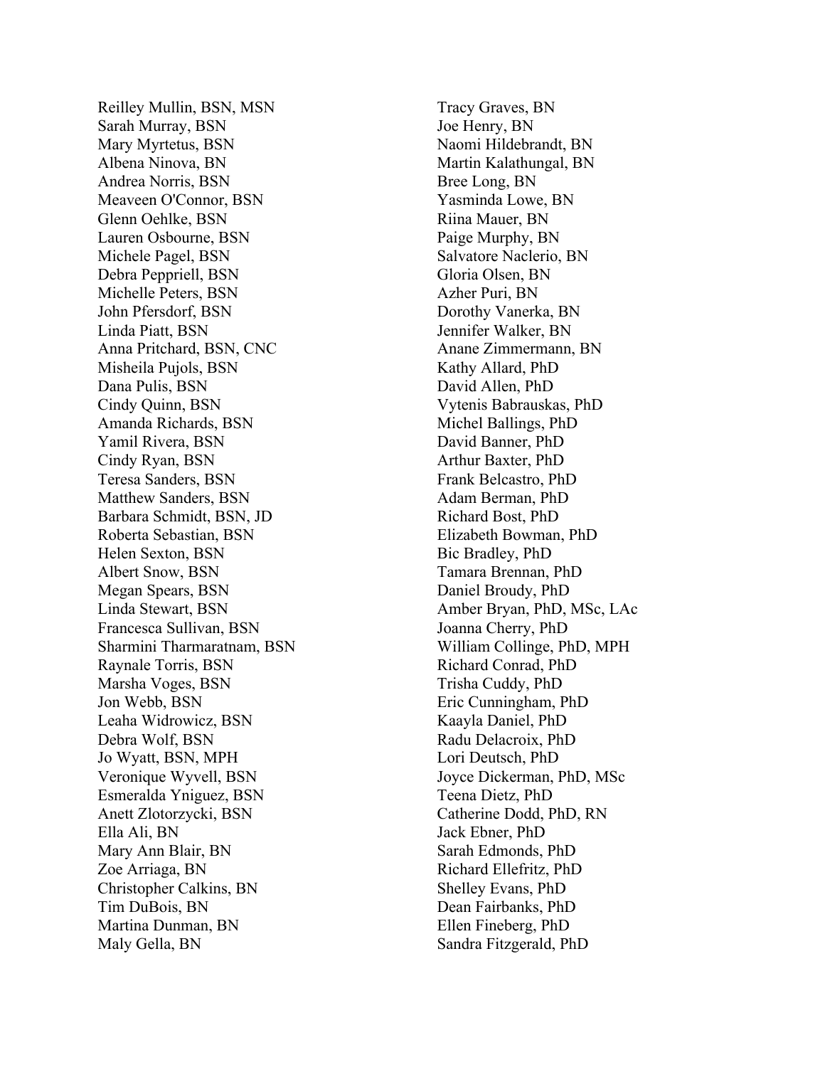Reilley Mullin, BSN, MSN
Sarah Murray, BSN
Mary Myrtetus, BSN
Albena Ninova, BN
Andrea Norris, BSN
Meaveen O'Connor, BSN
Glenn Oehlke, BSN
Lauren Osbourne, BSN
Michele Pagel, BSN
Debra Peppriell, BSN
Michelle Peters, BSN
John Pfersdorf, BSN
Linda Piatt, BSN
Anna Pritchard, BSN, CNC
Misheila Pujols, BSN
Dana Pulis, BSN
Cindy Quinn, BSN
Amanda Richards, BSN
Yamil Rivera, BSN
Cindy Ryan, BSN
Teresa Sanders, BSN
Matthew Sanders, BSN
Barbara Schmidt, BSN, JD
Roberta Sebastian, BSN
Helen Sexton, BSN
Albert Snow, BSN
Megan Spears, BSN
Linda Stewart, BSN
Francesca Sullivan, BSN
Sharmini Tharmaratnam, BSN
Raynale Torris, BSN
Marsha Voges, BSN
Jon Webb, BSN
Leaha Widrowicz, BSN
Debra Wolf, BSN
Jo Wyatt, BSN, MPH
Veronique Wyvell, BSN
Esmeralda Yniguez, BSN
Anett Zlotorzycki, BSN
Ella Ali, BN
Mary Ann Blair, BN
Zoe Arriaga, BN
Christopher Calkins, BN
Tim DuBois, BN
Martina Dunman, BN
Maly Gella, BN
Tracy Graves, BN
Joe Henry, BN
Naomi Hildebrandt, BN
Martin Kalathungal, BN
Bree Long, BN
Yasminda Lowe, BN
Riina Mauer, BN
Paige Murphy, BN
Salvatore Naclerio, BN
Gloria Olsen, BN
Azher Puri, BN
Dorothy Vanerka, BN
Jennifer Walker, BN
Anane Zimmermann, BN
Kathy Allard, PhD
David Allen, PhD
Vytenis Babrauskas, PhD
Michel Ballings, PhD
David Banner, PhD
Arthur Baxter, PhD
Frank Belcastro, PhD
Adam Berman, PhD
Richard Bost, PhD
Elizabeth Bowman, PhD
Bic Bradley, PhD
Tamara Brennan, PhD
Daniel Broudy, PhD
Amber Bryan, PhD, MSc, LAc
Joanna Cherry, PhD
William Collinge, PhD, MPH
Richard Conrad, PhD
Trisha Cuddy, PhD
Eric Cunningham, PhD
Kaayla Daniel, PhD
Radu Delacroix, PhD
Lori Deutsch, PhD
Joyce Dickerman, PhD, MSc
Teena Dietz, PhD
Catherine Dodd, PhD, RN
Jack Ebner, PhD
Sarah Edmonds, PhD
Richard Ellefritz, PhD
Shelley Evans, PhD
Dean Fairbanks, PhD
Ellen Fineberg, PhD
Sandra Fitzgerald, PhD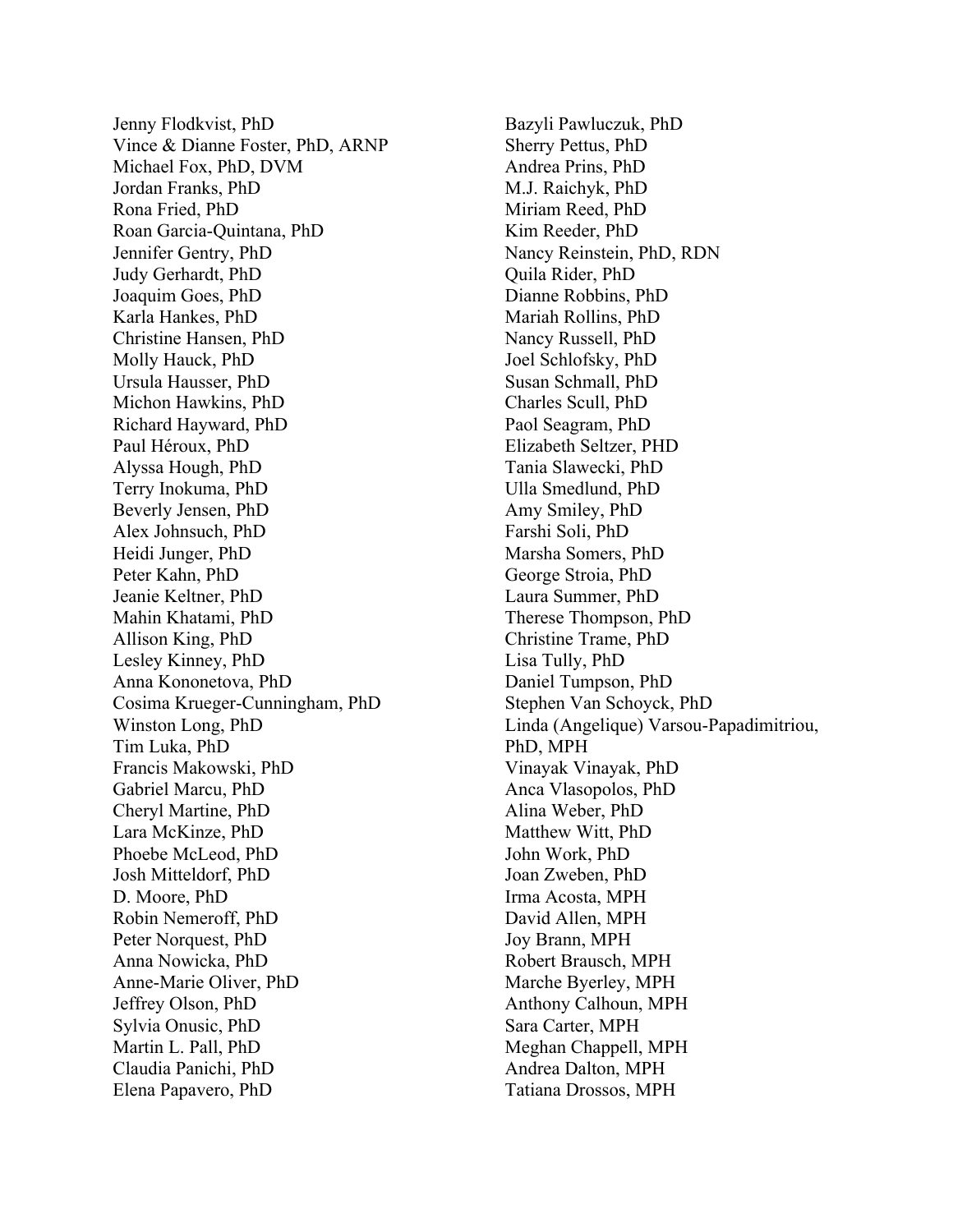Jenny Flodkvist, PhD
Vince & Dianne Foster, PhD, ARNP
Michael Fox, PhD, DVM
Jordan Franks, PhD
Rona Fried, PhD
Roan Garcia-Quintana, PhD
Jennifer Gentry, PhD
Judy Gerhardt, PhD
Joaquim Goes, PhD
Karla Hankes, PhD
Christine Hansen, PhD
Molly Hauck, PhD
Ursula Hausser, PhD
Michon Hawkins, PhD
Richard Hayward, PhD
Paul Héroux, PhD
Alyssa Hough, PhD
Terry Inokuma, PhD
Beverly Jensen, PhD
Alex Johnsuch, PhD
Heidi Junger, PhD
Peter Kahn, PhD
Jeanie Keltner, PhD
Mahin Khatami, PhD
Allison King, PhD
Lesley Kinney, PhD
Anna Kononetova, PhD
Cosima Krueger-Cunningham, PhD
Winston Long, PhD
Tim Luka, PhD
Francis Makowski, PhD
Gabriel Marcu, PhD
Cheryl Martine, PhD
Lara McKinze, PhD
Phoebe McLeod, PhD
Josh Mitteldorf, PhD
D. Moore, PhD
Robin Nemeroff, PhD
Peter Norquest, PhD
Anna Nowicka, PhD
Anne-Marie Oliver, PhD
Jeffrey Olson, PhD
Sylvia Onusic, PhD
Martin L. Pall, PhD
Claudia Panichi, PhD
Elena Papavero, PhD
Bazyli Pawluczuk, PhD
Sherry Pettus, PhD
Andrea Prins, PhD
M.J. Raichyk, PhD
Miriam Reed, PhD
Kim Reeder, PhD
Nancy Reinstein, PhD, RDN
Quila Rider, PhD
Dianne Robbins, PhD
Mariah Rollins, PhD
Nancy Russell, PhD
Joel Schlofsky, PhD
Susan Schmall, PhD
Charles Scull, PhD
Paol Seagram, PhD
Elizabeth Seltzer, PHD
Tania Slawecki, PhD
Ulla Smedlund, PhD
Amy Smiley, PhD
Farshi Soli, PhD
Marsha Somers, PhD
George Stroia, PhD
Laura Summer, PhD
Therese Thompson, PhD
Christine Trame, PhD
Lisa Tully, PhD
Daniel Tumpson, PhD
Stephen Van Schoyck, PhD
Linda (Angelique) Varsou-Papadimitriou, PhD, MPH
Vinayak Vinayak, PhD
Anca Vlasopolos, PhD
Alina Weber, PhD
Matthew Witt, PhD
John Work, PhD
Joan Zweben, PhD
Irma Acosta, MPH
David Allen, MPH
Joy Brann, MPH
Robert Brausch, MPH
Marche Byerley, MPH
Anthony Calhoun, MPH
Sara Carter, MPH
Meghan Chappell, MPH
Andrea Dalton, MPH
Tatiana Drossos, MPH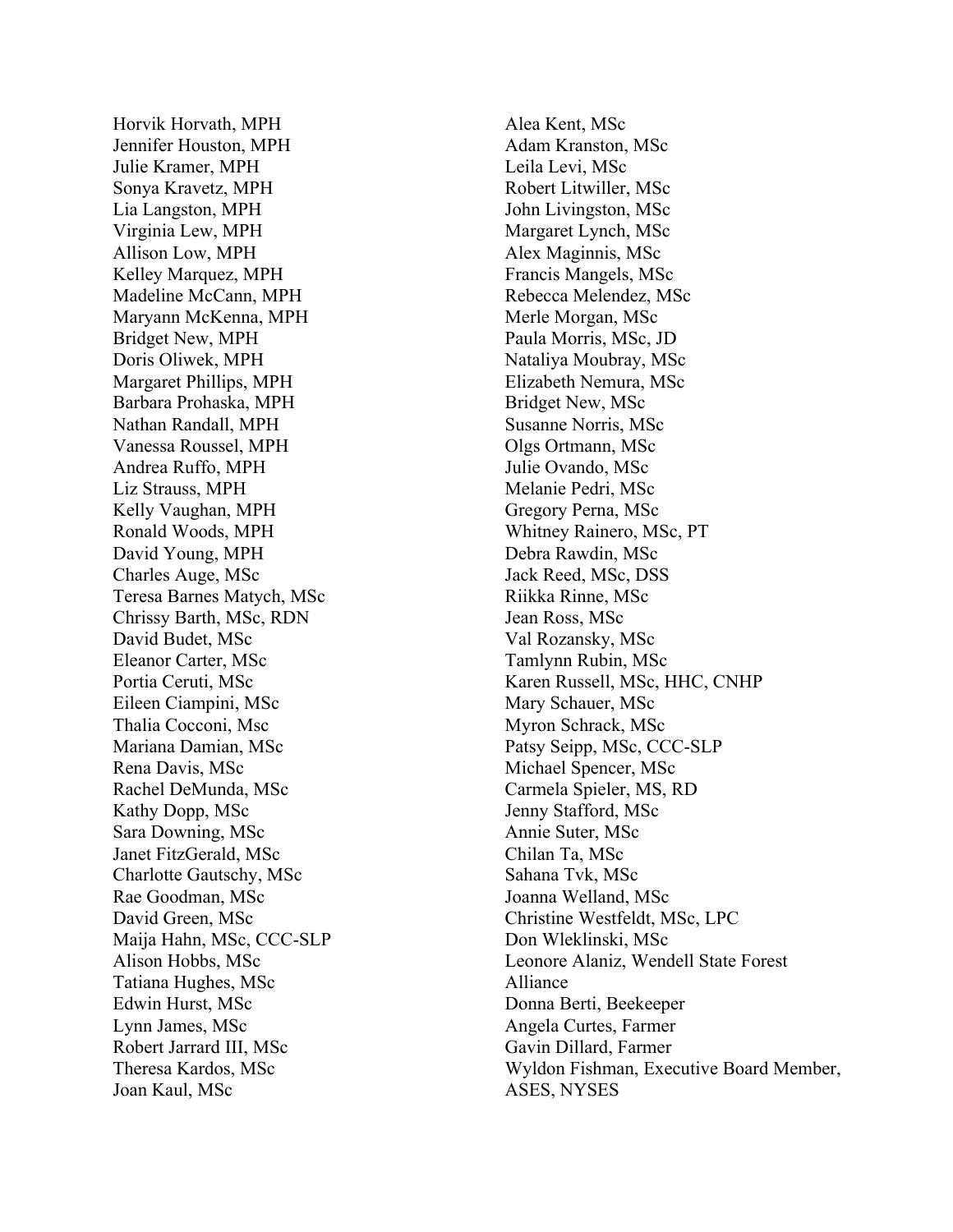Horvik Horvath, MPH
Jennifer Houston, MPH
Julie Kramer, MPH
Sonya Kravetz, MPH
Lia Langston, MPH
Virginia Lew, MPH
Allison Low, MPH
Kelley Marquez, MPH
Madeline McCann, MPH
Maryann McKenna, MPH
Bridget New, MPH
Doris Oliwek, MPH
Margaret Phillips, MPH
Barbara Prohaska, MPH
Nathan Randall, MPH
Vanessa Roussel, MPH
Andrea Ruffo, MPH
Liz Strauss, MPH
Kelly Vaughan, MPH
Ronald Woods, MPH
David Young, MPH
Charles Auge, MSc
Teresa Barnes Matych, MSc
Chrissy Barth, MSc, RDN
David Budet, MSc
Eleanor Carter, MSc
Portia Ceruti, MSc
Eileen Ciampini, MSc
Thalia Cocconi, Msc
Mariana Damian, MSc
Rena Davis, MSc
Rachel DeMunda, MSc
Kathy Dopp, MSc
Sara Downing, MSc
Janet FitzGerald, MSc
Charlotte Gautschy, MSc
Rae Goodman, MSc
David Green, MSc
Maija Hahn, MSc, CCC-SLP
Alison Hobbs, MSc
Tatiana Hughes, MSc
Edwin Hurst, MSc
Lynn James, MSc
Robert Jarrard III, MSc
Theresa Kardos, MSc
Joan Kaul, MSc
Alea Kent, MSc
Adam Kranston, MSc
Leila Levi, MSc
Robert Litwiller, MSc
John Livingston, MSc
Margaret Lynch, MSc
Alex Maginnis, MSc
Francis Mangels, MSc
Rebecca Melendez, MSc
Merle Morgan, MSc
Paula Morris, MSc, JD
Nataliya Moubray, MSc
Elizabeth Nemura, MSc
Bridget New, MSc
Susanne Norris, MSc
Olgs Ortmann, MSc
Julie Ovando, MSc
Melanie Pedri, MSc
Gregory Perna, MSc
Whitney Rainero, MSc, PT
Debra Rawdin, MSc
Jack Reed, MSc, DSS
Riikka Rinne, MSc
Jean Ross, MSc
Val Rozansky, MSc
Tamlynn Rubin, MSc
Karen Russell, MSc, HHC, CNHP
Mary Schauer, MSc
Myron Schrack, MSc
Patsy Seipp, MSc, CCC-SLP
Michael Spencer, MSc
Carmela Spieler, MS, RD
Jenny Stafford, MSc
Annie Suter, MSc
Chilan Ta, MSc
Sahana Tvk, MSc
Joanna Welland, MSc
Christine Westfeldt, MSc, LPC
Don Wleklinski, MSc
Leonore Alaniz, Wendell State Forest Alliance
Donna Berti, Beekeeper
Angela Curtes, Farmer
Gavin Dillard, Farmer
Wyldon Fishman, Executive Board Member, ASES, NYSES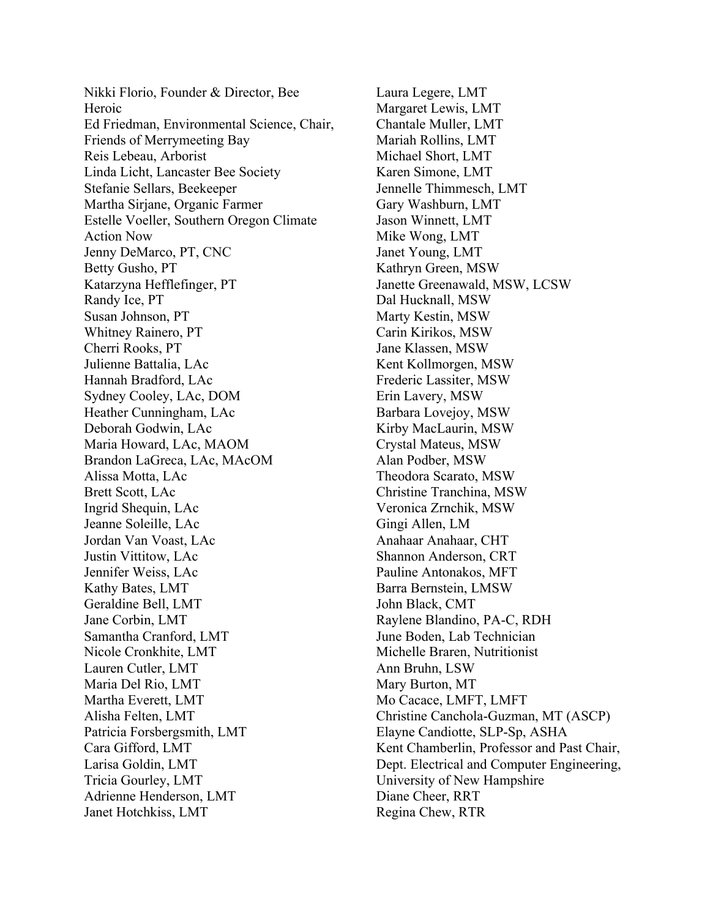Nikki Florio, Founder & Director, Bee Heroic
Ed Friedman, Environmental Science, Chair, Friends of Merrymeeting Bay
Reis Lebeau, Arborist
Linda Licht, Lancaster Bee Society
Stefanie Sellars, Beekeeper
Martha Sirjane, Organic Farmer
Estelle Voeller, Southern Oregon Climate Action Now
Jenny DeMarco, PT, CNC
Betty Gusho, PT
Katarzyna Hefflefinger, PT
Randy Ice, PT
Susan Johnson, PT
Whitney Rainero, PT
Cherri Rooks, PT
Julienne Battalia, LAc
Hannah Bradford, LAc
Sydney Cooley, LAc, DOM
Heather Cunningham, LAc
Deborah Godwin, LAc
Maria Howard, LAc, MAOM
Brandon LaGreca, LAc, MAcOM
Alissa Motta, LAc
Brett Scott, LAc
Ingrid Shequin, LAc
Jeanne Soleille, LAc
Jordan Van Voast, LAc
Justin Vittitow, LAc
Jennifer Weiss, LAc
Kathy Bates, LMT
Geraldine Bell, LMT
Jane Corbin, LMT
Samantha Cranford, LMT
Nicole Cronkhite, LMT
Lauren Cutler, LMT
Maria Del Rio, LMT
Martha Everett, LMT
Alisha Felten, LMT
Patricia Forsbergsmith, LMT
Cara Gifford, LMT
Larisa Goldin, LMT
Tricia Gourley, LMT
Adrienne Henderson, LMT
Janet Hotchkiss, LMT
Laura Legere, LMT
Margaret Lewis, LMT
Chantale Muller, LMT
Mariah Rollins, LMT
Michael Short, LMT
Karen Simone, LMT
Jennelle Thimmesch, LMT
Gary Washburn, LMT
Jason Winnett, LMT
Mike Wong, LMT
Janet Young, LMT
Kathryn Green, MSW
Janette Greenawald, MSW, LCSW
Dal Hucknall, MSW
Marty Kestin, MSW
Carin Kirikos, MSW
Jane Klassen, MSW
Kent Kollmorgen, MSW
Frederic Lassiter, MSW
Erin Lavery, MSW
Barbara Lovejoy, MSW
Kirby MacLaurin, MSW
Crystal Mateus, MSW
Alan Podber, MSW
Theodora Scarato, MSW
Christine Tranchina, MSW
Veronica Zrnchik, MSW
Gingi Allen, LM
Anahaar Anahaar, CHT
Shannon Anderson, CRT
Pauline Antonakos, MFT
Barra Bernstein, LMSW
John Black, CMT
Raylene Blandino, PA-C, RDH
June Boden, Lab Technician
Michelle Braren, Nutritionist
Ann Bruhn, LSW
Mary Burton, MT
Mo Cacace, LMFT, LMFT
Christine Canchola-Guzman, MT (ASCP)
Elayne Candiotte, SLP-Sp, ASHA
Kent Chamberlin, Professor and Past Chair, Dept. Electrical and Computer Engineering, University of New Hampshire
Diane Cheer, RRT
Regina Chew, RTR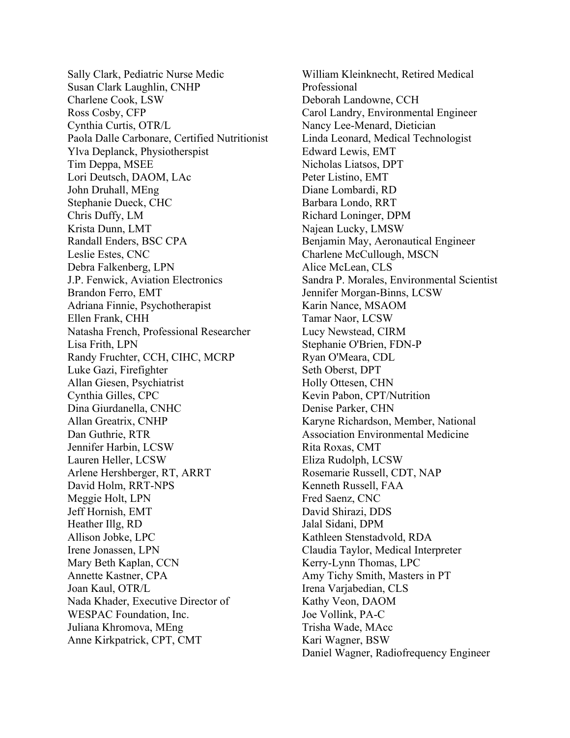Sally Clark, Pediatric Nurse Medic
Susan Clark Laughlin, CNHP
Charlene Cook, LSW
Ross Cosby, CFP
Cynthia Curtis, OTR/L
Paola Dalle Carbonare, Certified Nutritionist
Ylva Deplanck, Physiotherspist
Tim Deppa, MSEE
Lori Deutsch, DAOM, LAc
John Druhall, MEng
Stephanie Dueck, CHC
Chris Duffy, LM
Krista Dunn, LMT
Randall Enders, BSC CPA
Leslie Estes, CNC
Debra Falkenberg, LPN
J.P. Fenwick, Aviation Electronics
Brandon Ferro, EMT
Adriana Finnie, Psychotherapist
Ellen Frank, CHH
Natasha French, Professional Researcher
Lisa Frith, LPN
Randy Fruchter, CCH, CIHC, MCRP
Luke Gazi, Firefighter
Allan Giesen, Psychiatrist
Cynthia Gilles, CPC
Dina Giurdanella, CNHC
Allan Greatrix, CNHP
Dan Guthrie, RTR
Jennifer Harbin, LCSW
Lauren Heller, LCSW
Arlene Hershberger, RT, ARRT
David Holm, RRT-NPS
Meggie Holt, LPN
Jeff Hornish, EMT
Heather Illg, RD
Allison Jobke, LPC
Irene Jonassen, LPN
Mary Beth Kaplan, CCN
Annette Kastner, CPA
Joan Kaul, OTR/L
Nada Khader, Executive Director of WESPAC Foundation, Inc.
Juliana Khromova, MEng
Anne Kirkpatrick, CPT, CMT
William Kleinknecht, Retired Medical Professional
Deborah Landowne, CCH
Carol Landry, Environmental Engineer
Nancy Lee-Menard, Dietician
Linda Leonard, Medical Technologist
Edward Lewis, EMT
Nicholas Liatsos, DPT
Peter Listino, EMT
Diane Lombardi, RD
Barbara Londo, RRT
Richard Loninger, DPM
Najean Lucky, LMSW
Benjamin May, Aeronautical Engineer
Charlene McCullough, MSCN
Alice McLean, CLS
Sandra P. Morales, Environmental Scientist
Jennifer Morgan-Binns, LCSW
Karin Nance, MSAOM
Tamar Naor, LCSW
Lucy Newstead, CIRM
Stephanie O'Brien, FDN-P
Ryan O'Meara, CDL
Seth Oberst, DPT
Holly Ottesen, CHN
Kevin Pabon, CPT/Nutrition
Denise Parker, CHN
Karyne Richardson, Member, National Association Environmental Medicine
Rita Roxas, CMT
Eliza Rudolph, LCSW
Rosemarie Russell, CDT, NAP
Kenneth Russell, FAA
Fred Saenz, CNC
David Shirazi, DDS
Jalal Sidani, DPM
Kathleen Stenstadvold, RDA
Claudia Taylor, Medical Interpreter
Kerry-Lynn Thomas, LPC
Amy Tichy Smith, Masters in PT
Irena Varjabedian, CLS
Kathy Veon, DAOM
Joe Vollink, PA-C
Trisha Wade, MAcc
Kari Wagner, BSW
Daniel Wagner, Radiofrequency Engineer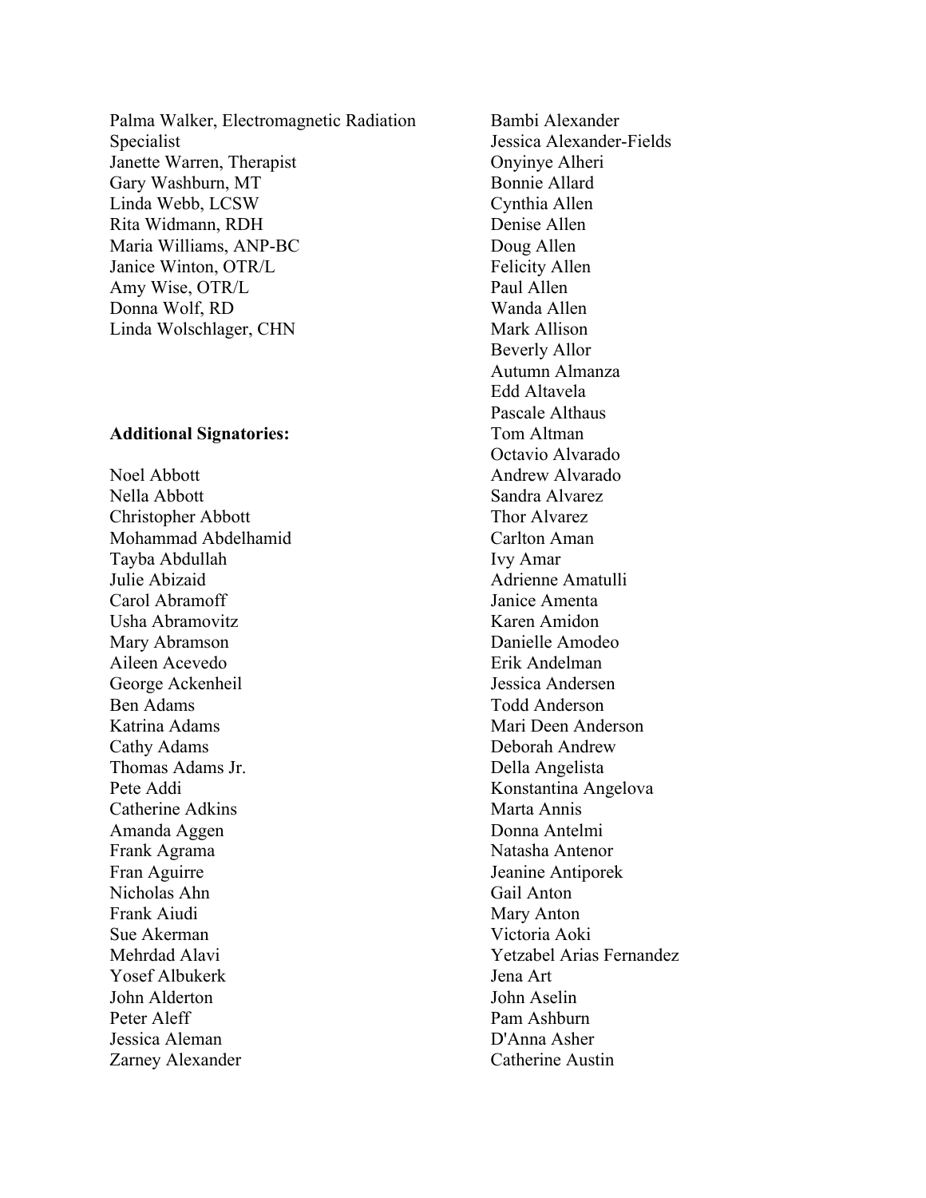Palma Walker, Electromagnetic Radiation Specialist
Janette Warren, Therapist
Gary Washburn, MT
Linda Webb, LCSW
Rita Widmann, RDH
Maria Williams, ANP-BC
Janice Winton, OTR/L
Amy Wise, OTR/L
Donna Wolf, RD
Linda Wolschlager, CHN

**Additional Signatories:**

Noel Abbott
Nella Abbott
Christopher Abbott
Mohammad Abdelhamid
Tayba Abdullah
Julie Abizaid
Carol Abramoff
Usha Abramovitz
Mary Abramson
Aileen Acevedo
George Ackenheil
Ben Adams
Katrina Adams
Cathy Adams
Thomas Adams Jr.
Pete Addi
Catherine Adkins
Amanda Aggen
Frank Agrama
Fran Aguirre
Nicholas Ahn
Frank Aiudi
Sue Akerman
Mehrdad Alavi
Yosef Albukerk
John Alderton
Peter Aleff
Jessica Aleman
Zarney Alexander
Bambi Alexander
Jessica Alexander-Fields
Onyinye Alheri
Bonnie Allard
Cynthia Allen
Denise Allen
Doug Allen
Felicity Allen
Paul Allen
Wanda Allen
Mark Allison
Beverly Allor
Autumn Almanza
Edd Altavela
Pascale Althaus
Tom Altman
Octavio Alvarado
Andrew Alvarado
Sandra Alvarez
Thor Alvarez
Carlton Aman
Ivy Amar
Adrienne Amatulli
Janice Amenta
Karen Amidon
Danielle Amodeo
Erik Andelman
Jessica Andersen
Todd Anderson
Mari Deen Anderson
Deborah Andrew
Della Angelista
Konstantina Angelova
Marta Annis
Donna Antelmi
Natasha Antenor
Jeanine Antiporek
Gail Anton
Mary Anton
Victoria Aoki
Yetzabel Arias Fernandez
Jena Art
John Aselin
Pam Ashburn
D'Anna Asher
Catherine Austin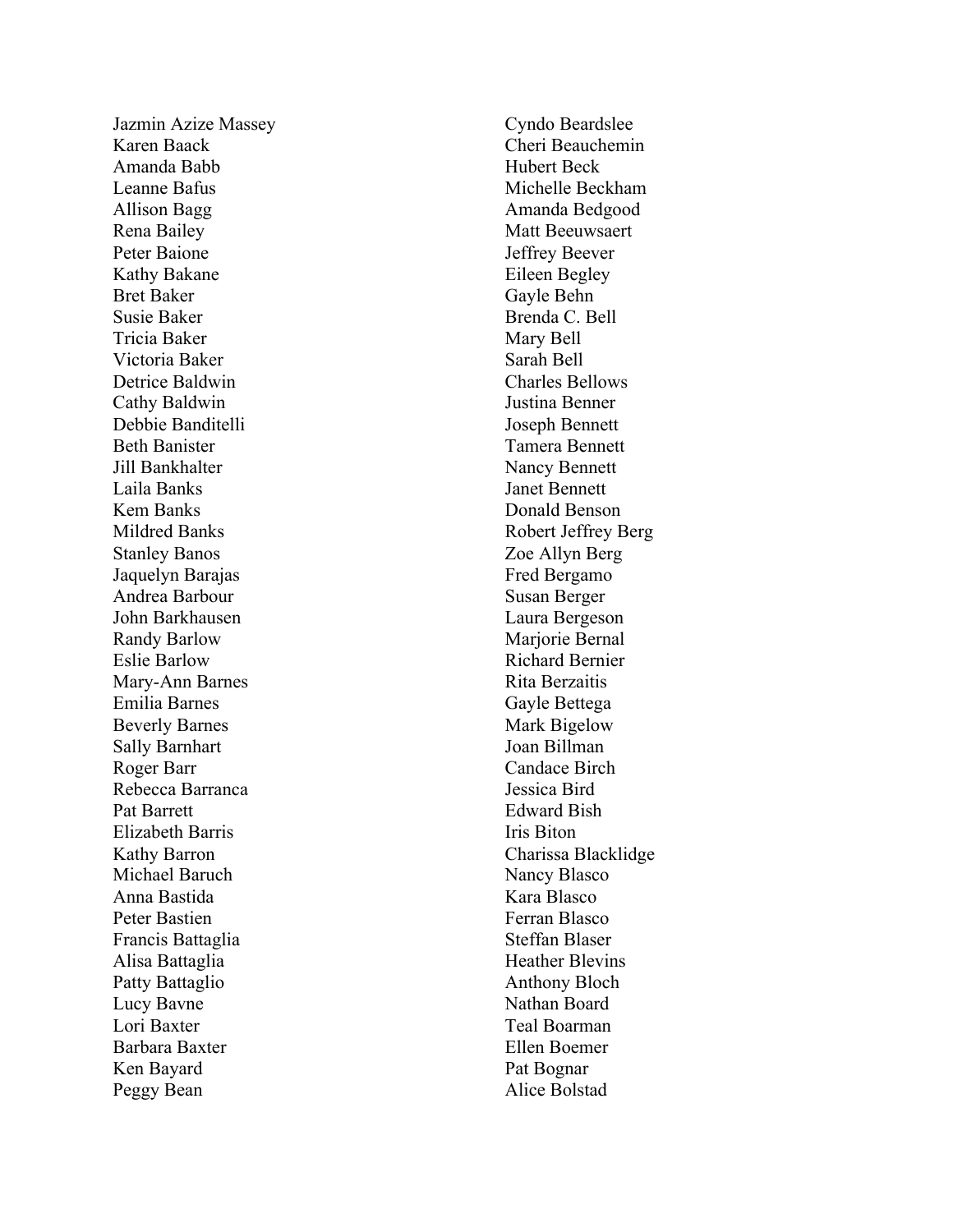Jazmin Azize Massey
Karen Baack
Amanda Babb
Leanne Bafus
Allison Bagg
Rena Bailey
Peter Baione
Kathy Bakane
Bret Baker
Susie Baker
Tricia Baker
Victoria Baker
Detrice Baldwin
Cathy Baldwin
Debbie Banditelli
Beth Banister
Jill Bankhalter
Laila Banks
Kem Banks
Mildred Banks
Stanley Banos
Jaquelyn Barajas
Andrea Barbour
John Barkhausen
Randy Barlow
Eslie Barlow
Mary-Ann Barnes
Emilia Barnes
Beverly Barnes
Sally Barnhart
Roger Barr
Rebecca Barranca
Pat Barrett
Elizabeth Barris
Kathy Barron
Michael Baruch
Anna Bastida
Peter Bastien
Francis Battaglia
Alisa Battaglia
Patty Battaglio
Lucy Bavne
Lori Baxter
Barbara Baxter
Ken Bayard
Peggy Bean
Cyndo Beardslee
Cheri Beauchemin
Hubert Beck
Michelle Beckham
Amanda Bedgood
Matt Beeuwsaert
Jeffrey Beever
Eileen Begley
Gayle Behn
Brenda C. Bell
Mary Bell
Sarah Bell
Charles Bellows
Justina Benner
Joseph Bennett
Tamera Bennett
Nancy Bennett
Janet Bennett
Donald Benson
Robert Jeffrey Berg
Zoe Allyn Berg
Fred Bergamo
Susan Berger
Laura Bergeson
Marjorie Bernal
Richard Bernier
Rita Berzaitis
Gayle Bettega
Mark Bigelow
Joan Billman
Candace Birch
Jessica Bird
Edward Bish
Iris Biton
Charissa Blacklidge
Nancy Blasco
Kara Blasco
Ferran Blasco
Steffan Blaser
Heather Blevins
Anthony Bloch
Nathan Board
Teal Boarman
Ellen Boemer
Pat Bognar
Alice Bolstad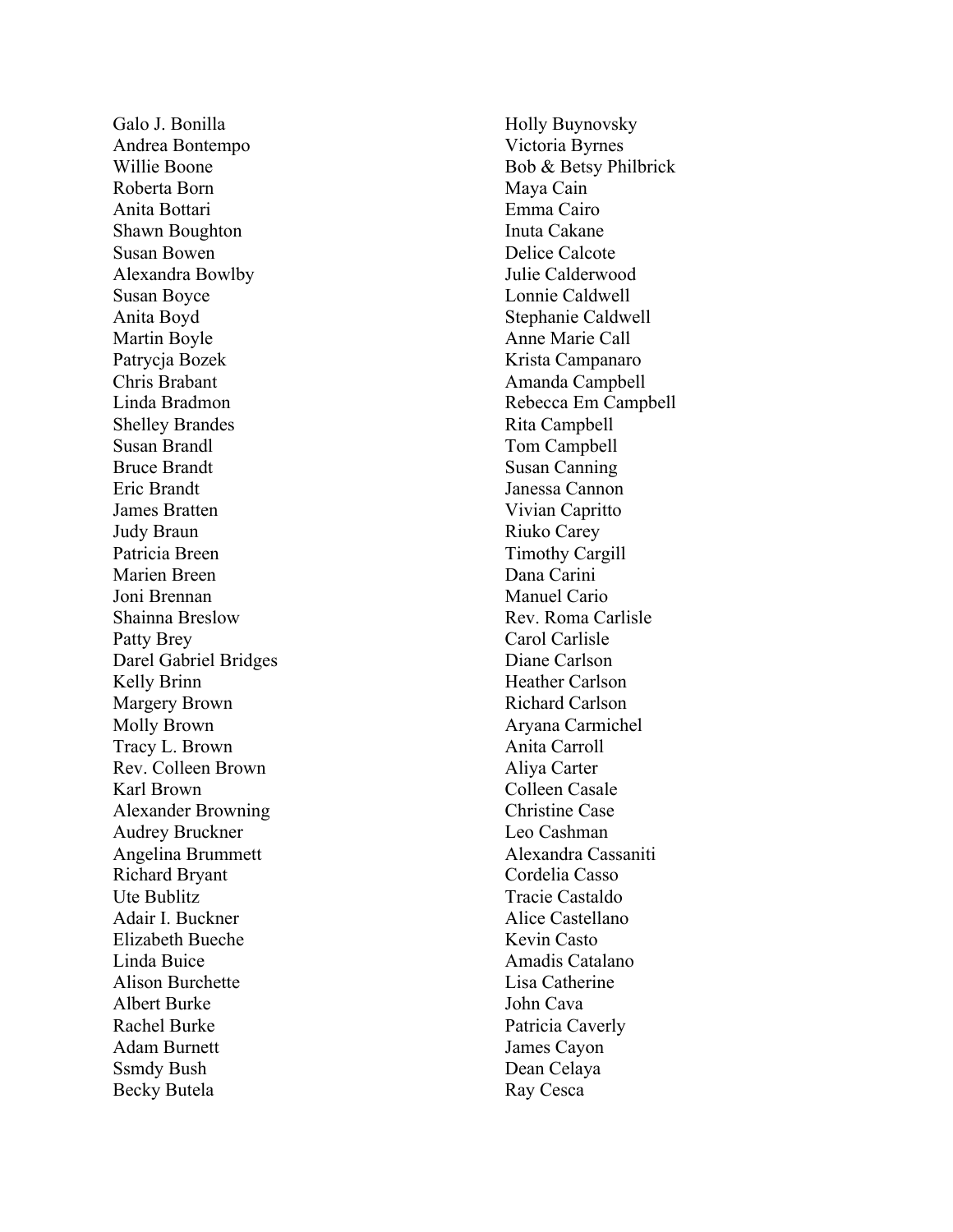Galo J. Bonilla
Andrea Bontempo
Willie Boone
Roberta Born
Anita Bottari
Shawn Boughton
Susan Bowen
Alexandra Bowlby
Susan Boyce
Anita Boyd
Martin Boyle
Patrycja Bozek
Chris Brabant
Linda Bradmon
Shelley Brandes
Susan Brandl
Bruce Brandt
Eric Brandt
James Bratten
Judy Braun
Patricia Breen
Marien Breen
Joni Brennan
Shainna Breslow
Patty Brey
Darel Gabriel Bridges
Kelly Brinn
Margery Brown
Molly Brown
Tracy L. Brown
Rev. Colleen Brown
Karl Brown
Alexander Browning
Audrey Bruckner
Angelina Brummett
Richard Bryant
Ute Bublitz
Adair I. Buckner
Elizabeth Bueche
Linda Buice
Alison Burchette
Albert Burke
Rachel Burke
Adam Burnett
Ssmdy Bush
Becky Butela
Holly Buynovsky
Victoria Byrnes
Bob & Betsy Philbrick
Maya Cain
Emma Cairo
Inuta Cakane
Delice Calcote
Julie Calderwood
Lonnie Caldwell
Stephanie Caldwell
Anne Marie Call
Krista Campanaro
Amanda Campbell
Rebecca Em Campbell
Rita Campbell
Tom Campbell
Susan Canning
Janessa Cannon
Vivian Capritto
Riuko Carey
Timothy Cargill
Dana Carini
Manuel Cario
Rev. Roma Carlisle
Carol Carlisle
Diane Carlson
Heather Carlson
Richard Carlson
Aryana Carmichel
Anita Carroll
Aliya Carter
Colleen Casale
Christine Case
Leo Cashman
Alexandra Cassaniti
Cordelia Casso
Tracie Castaldo
Alice Castellano
Kevin Casto
Amadis Catalano
Lisa Catherine
John Cava
Patricia Caverly
James Cayon
Dean Celaya
Ray Cesca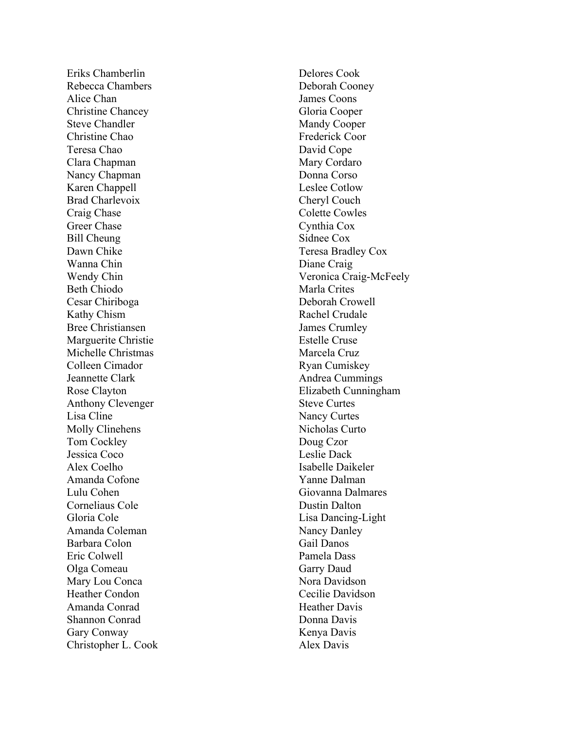Eriks Chamberlin
Rebecca Chambers
Alice Chan
Christine Chancey
Steve Chandler
Christine Chao
Teresa Chao
Clara Chapman
Nancy Chapman
Karen Chappell
Brad Charlevoix
Craig Chase
Greer Chase
Bill Cheung
Dawn Chike
Wanna Chin
Wendy Chin
Beth Chiodo
Cesar Chiriboga
Kathy Chism
Bree Christiansen
Marguerite Christie
Michelle Christmas
Colleen Cimador
Jeannette Clark
Rose Clayton
Anthony Clevenger
Lisa Cline
Molly Clinehens
Tom Cockley
Jessica Coco
Alex Coelho
Amanda Cofone
Lulu Cohen
Corneliaus Cole
Gloria Cole
Amanda Coleman
Barbara Colon
Eric Colwell
Olga Comeau
Mary Lou Conca
Heather Condon
Amanda Conrad
Shannon Conrad
Gary Conway
Christopher L. Cook
Delores Cook
Deborah Cooney
James Coons
Gloria Cooper
Mandy Cooper
Frederick Coor
David Cope
Mary Cordaro
Donna Corso
Leslee Cotlow
Cheryl Couch
Colette Cowles
Cynthia Cox
Sidnee Cox
Teresa Bradley Cox
Diane Craig
Veronica Craig-McFeely
Marla Crites
Deborah Crowell
Rachel Crudale
James Crumley
Estelle Cruse
Marcela Cruz
Ryan Cumiskey
Andrea Cummings
Elizabeth Cunningham
Steve Curtes
Nancy Curtes
Nicholas Curto
Doug Czor
Leslie Dack
Isabelle Daikeler
Yanne Dalman
Giovanna Dalmares
Dustin Dalton
Lisa Dancing-Light
Nancy Danley
Gail Danos
Pamela Dass
Garry Daud
Nora Davidson
Cecilie Davidson
Heather Davis
Donna Davis
Kenya Davis
Alex Davis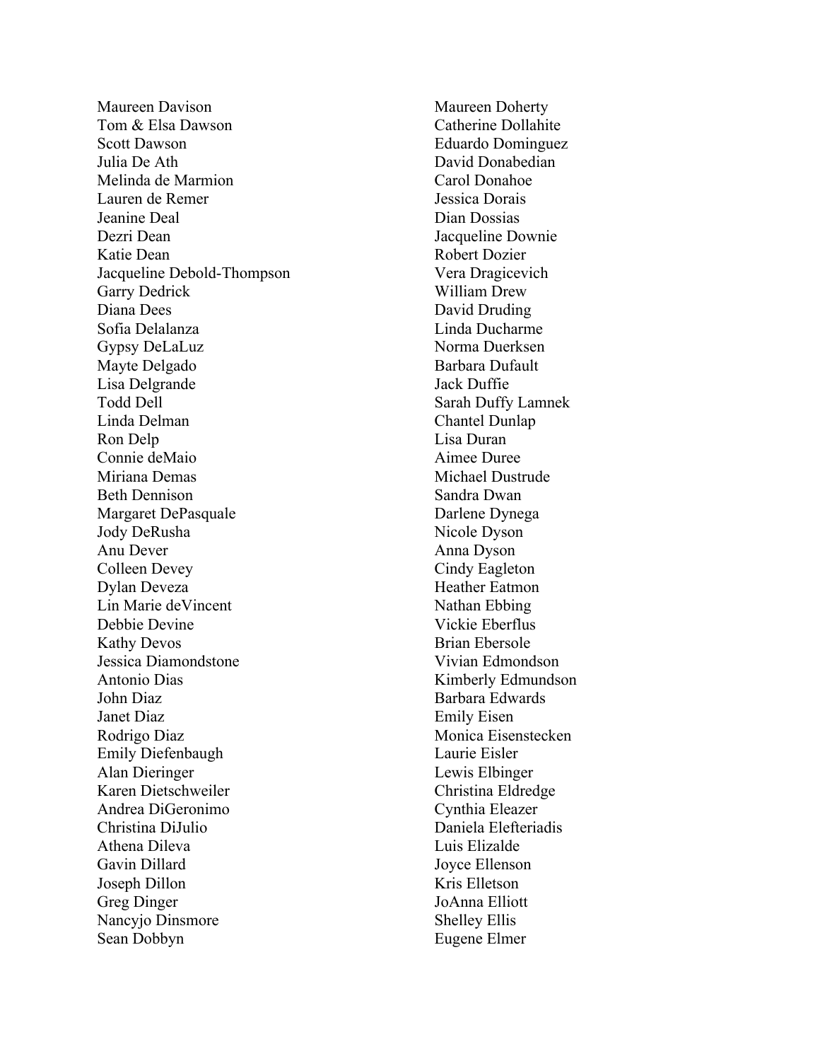Maureen Davison
Tom & Elsa Dawson
Scott Dawson
Julia De Ath
Melinda de Marmion
Lauren de Remer
Jeanine Deal
Dezri Dean
Katie Dean
Jacqueline Debold-Thompson
Garry Dedrick
Diana Dees
Sofia Delalanza
Gypsy DeLaLuz
Mayte Delgado
Lisa Delgrande
Todd Dell
Linda Delman
Ron Delp
Connie deMaio
Miriana Demas
Beth Dennison
Margaret DePasquale
Jody DeRusha
Anu Dever
Colleen Devey
Dylan Deveza
Lin Marie deVincent
Debbie Devine
Kathy Devos
Jessica Diamondstone
Antonio Dias
John Diaz
Janet Diaz
Rodrigo Diaz
Emily Diefenbaugh
Alan Dieringer
Karen Dietschweiler
Andrea DiGeronimo
Christina DiJulio
Athena Dileva
Gavin Dillard
Joseph Dillon
Greg Dinger
Nancyjo Dinsmore
Sean Dobbyn
Maureen Doherty
Catherine Dollahite
Eduardo Dominguez
David Donabedian
Carol Donahoe
Jessica Dorais
Dian Dossias
Jacqueline Downie
Robert Dozier
Vera Dragicevich
William Drew
David Druding
Linda Ducharme
Norma Duerksen
Barbara Dufault
Jack Duffie
Sarah Duffy Lamnek
Chantel Dunlap
Lisa Duran
Aimee Duree
Michael Dustrude
Sandra Dwan
Darlene Dynega
Nicole Dyson
Anna Dyson
Cindy Eagleton
Heather Eatmon
Nathan Ebbing
Vickie Eberflus
Brian Ebersole
Vivian Edmondson
Kimberly Edmundson
Barbara Edwards
Emily Eisen
Monica Eisenstecken
Laurie Eisler
Lewis Elbinger
Christina Eldredge
Cynthia Eleazer
Daniela Elefteriadis
Luis Elizalde
Joyce Ellenson
Kris Elletson
JoAnna Elliott
Shelley Ellis
Eugene Elmer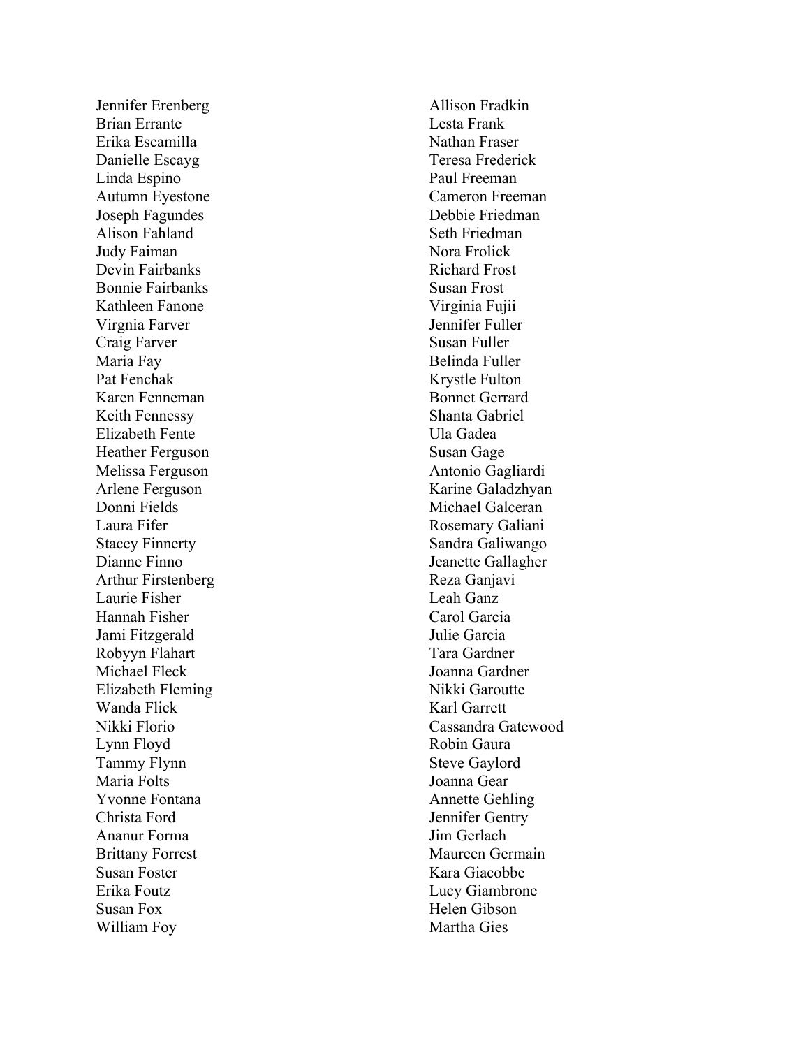Jennifer Erenberg
Brian Errante
Erika Escamilla
Danielle Escayg
Linda Espino
Autumn Eyestone
Joseph Fagundes
Alison Fahland
Judy Faiman
Devin Fairbanks
Bonnie Fairbanks
Kathleen Fanone
Virgnia Farver
Craig Farver
Maria Fay
Pat Fenchak
Karen Fenneman
Keith Fennessy
Elizabeth Fente
Heather Ferguson
Melissa Ferguson
Arlene Ferguson
Donni Fields
Laura Fifer
Stacey Finnerty
Dianne Finno
Arthur Firstenberg
Laurie Fisher
Hannah Fisher
Jami Fitzgerald
Robyyn Flahart
Michael Fleck
Elizabeth Fleming
Wanda Flick
Nikki Florio
Lynn Floyd
Tammy Flynn
Maria Folts
Yvonne Fontana
Christa Ford
Ananur Forma
Brittany Forrest
Susan Foster
Erika Foutz
Susan Fox
William Foy
Allison Fradkin
Lesta Frank
Nathan Fraser
Teresa Frederick
Paul Freeman
Cameron Freeman
Debbie Friedman
Seth Friedman
Nora Frolick
Richard Frost
Susan Frost
Virginia Fujii
Jennifer Fuller
Susan Fuller
Belinda Fuller
Krystle Fulton
Bonnet Gerrard
Shanta Gabriel
Ula Gadea
Susan Gage
Antonio Gagliardi
Karine Galadzhyan
Michael Galceran
Rosemary Galiani
Sandra Galiwango
Jeanette Gallagher
Reza Ganjavi
Leah Ganz
Carol Garcia
Julie Garcia
Tara Gardner
Joanna Gardner
Nikki Garoutte
Karl Garrett
Cassandra Gatewood
Robin Gaura
Steve Gaylord
Joanna Gear
Annette Gehling
Jennifer Gentry
Jim Gerlach
Maureen Germain
Kara Giacobbe
Lucy Giambrone
Helen Gibson
Martha Gies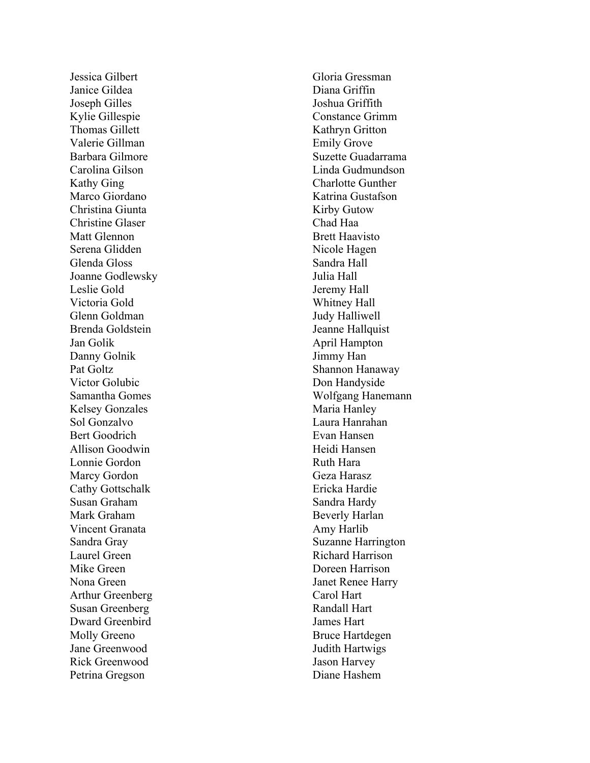Jessica Gilbert
Janice Gildea
Joseph Gilles
Kylie Gillespie
Thomas Gillett
Valerie Gillman
Barbara Gilmore
Carolina Gilson
Kathy Ging
Marco Giordano
Christina Giunta
Christine Glaser
Matt Glennon
Serena Glidden
Glenda Gloss
Joanne Godlewsky
Leslie Gold
Victoria Gold
Glenn Goldman
Brenda Goldstein
Jan Golik
Danny Golnik
Pat Goltz
Victor Golubic
Samantha Gomes
Kelsey Gonzales
Sol Gonzalvo
Bert Goodrich
Allison Goodwin
Lonnie Gordon
Marcy Gordon
Cathy Gottschalk
Susan Graham
Mark Graham
Vincent Granata
Sandra Gray
Laurel Green
Mike Green
Nona Green
Arthur Greenberg
Susan Greenberg
Dward Greenbird
Molly Greeno
Jane Greenwood
Rick Greenwood
Petrina Gregson
Gloria Gressman
Diana Griffin
Joshua Griffith
Constance Grimm
Kathryn Gritton
Emily Grove
Suzette Guadarrama
Linda Gudmundson
Charlotte Gunther
Katrina Gustafson
Kirby Gutow
Chad Haa
Brett Haavisto
Nicole Hagen
Sandra Hall
Julia Hall
Jeremy Hall
Whitney Hall
Judy Halliwell
Jeanne Hallquist
April Hampton
Jimmy Han
Shannon Hanaway
Don Handyside
Wolfgang Hanemann
Maria Hanley
Laura Hanrahan
Evan Hansen
Heidi Hansen
Ruth Hara
Geza Harasz
Ericka Hardie
Sandra Hardy
Beverly Harlan
Amy Harlib
Suzanne Harrington
Richard Harrison
Doreen Harrison
Janet Renee Harry
Carol Hart
Randall Hart
James Hart
Bruce Hartdegen
Judith Hartwigs
Jason Harvey
Diane Hashem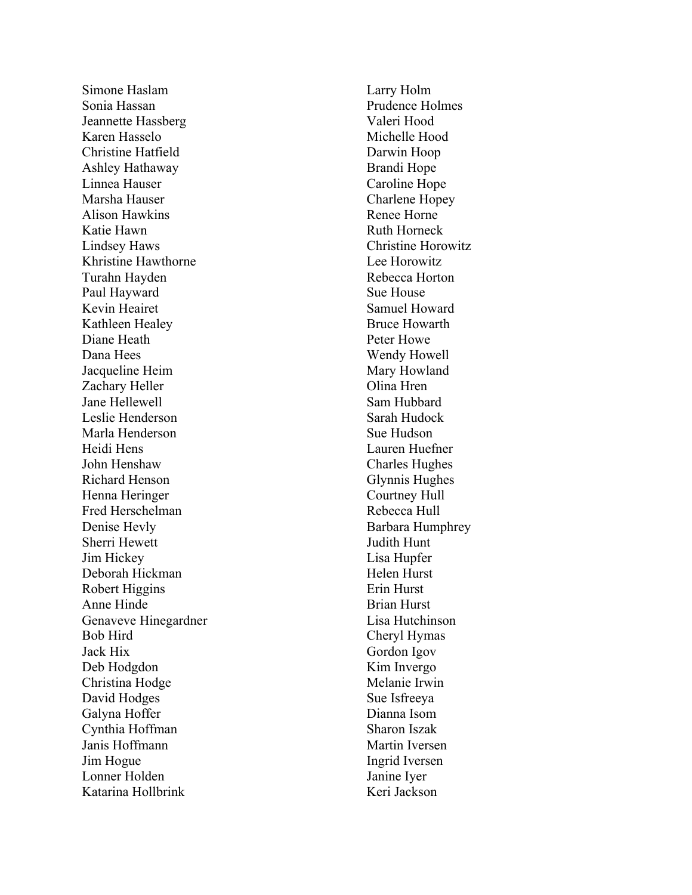Simone Haslam
Sonia Hassan
Jeannette Hassberg
Karen Hasselo
Christine Hatfield
Ashley Hathaway
Linnea Hauser
Marsha Hauser
Alison Hawkins
Katie Hawn
Lindsey Haws
Khristine Hawthorne
Turahn Hayden
Paul Hayward
Kevin Heairet
Kathleen Healey
Diane Heath
Dana Hees
Jacqueline Heim
Zachary Heller
Jane Hellewell
Leslie Henderson
Marla Henderson
Heidi Hens
John Henshaw
Richard Henson
Henna Heringer
Fred Herschelman
Denise Hevly
Sherri Hewett
Jim Hickey
Deborah Hickman
Robert Higgins
Anne Hinde
Genaveve Hinegardner
Bob Hird
Jack Hix
Deb Hodgdon
Christina Hodge
David Hodges
Galyna Hoffer
Cynthia Hoffman
Janis Hoffmann
Jim Hogue
Lonner Holden
Katarina Hollbrink
Larry Holm
Prudence Holmes
Valeri Hood
Michelle Hood
Darwin Hoop
Brandi Hope
Caroline Hope
Charlene Hopey
Renee Horne
Ruth Horneck
Christine Horowitz
Lee Horowitz
Rebecca Horton
Sue House
Samuel Howard
Bruce Howarth
Peter Howe
Wendy Howell
Mary Howland
Olina Hren
Sam Hubbard
Sarah Hudock
Sue Hudson
Lauren Huefner
Charles Hughes
Glynnis Hughes
Courtney Hull
Rebecca Hull
Barbara Humphrey
Judith Hunt
Lisa Hupfer
Helen Hurst
Erin Hurst
Brian Hurst
Lisa Hutchinson
Cheryl Hymas
Gordon Igov
Kim Invergo
Melanie Irwin
Sue Isfreeya
Dianna Isom
Sharon Iszak
Martin Iversen
Ingrid Iversen
Janine Iyer
Keri Jackson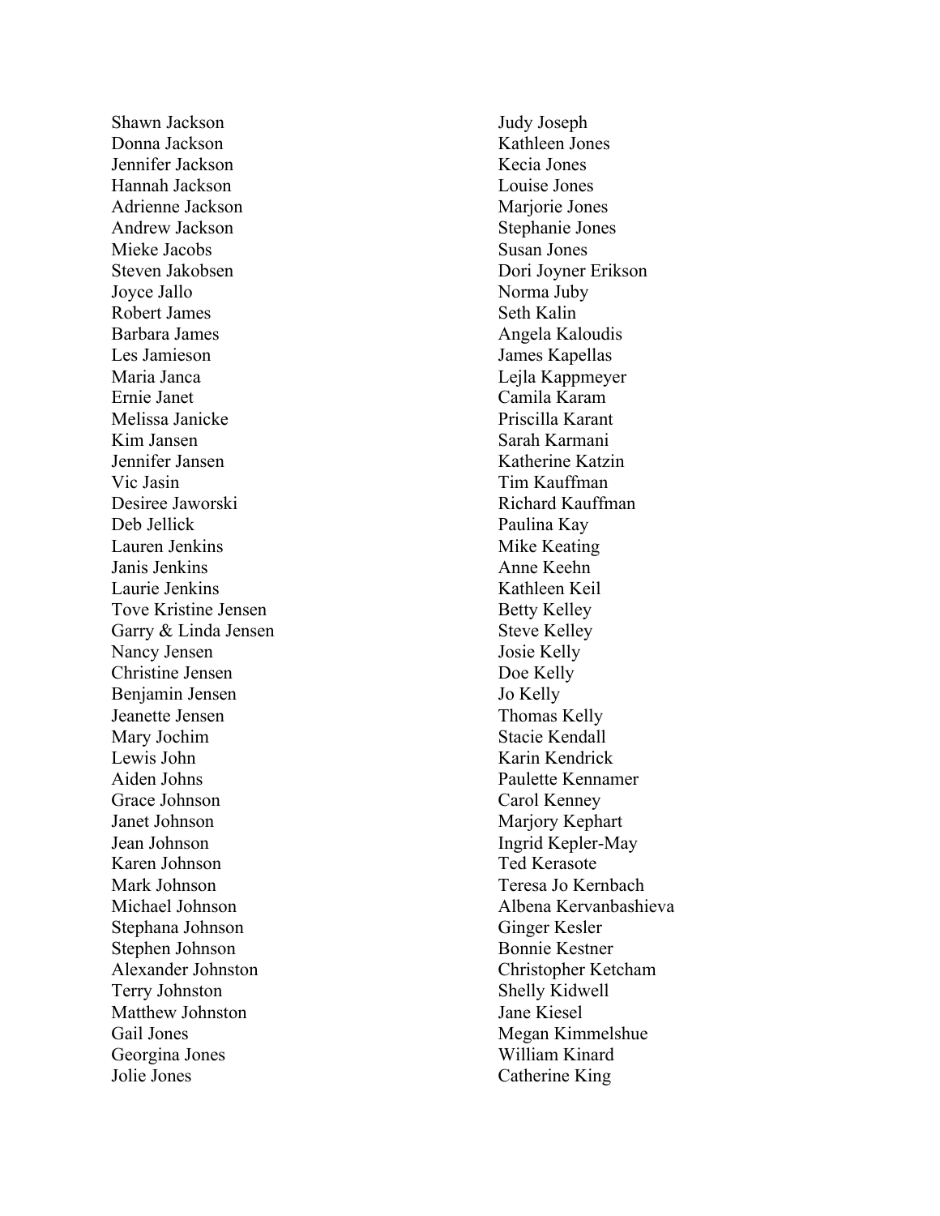Shawn Jackson
Donna Jackson
Jennifer Jackson
Hannah Jackson
Adrienne Jackson
Andrew Jackson
Mieke Jacobs
Steven Jakobsen
Joyce Jallo
Robert James
Barbara James
Les Jamieson
Maria Janca
Ernie Janet
Melissa Janicke
Kim Jansen
Jennifer Jansen
Vic Jasin
Desiree Jaworski
Deb Jellick
Lauren Jenkins
Janis Jenkins
Laurie Jenkins
Tove Kristine Jensen
Garry & Linda Jensen
Nancy Jensen
Christine Jensen
Benjamin Jensen
Jeanette Jensen
Mary Jochim
Lewis John
Aiden Johns
Grace Johnson
Janet Johnson
Jean Johnson
Karen Johnson
Mark Johnson
Michael Johnson
Stephana Johnson
Stephen Johnson
Alexander Johnston
Terry Johnston
Matthew Johnston
Gail Jones
Georgina Jones
Jolie Jones
Judy Joseph
Kathleen Jones
Kecia Jones
Louise Jones
Marjorie Jones
Stephanie Jones
Susan Jones
Dori Joyner Erikson
Norma Juby
Seth Kalin
Angela Kaloudis
James Kapellas
Lejla Kappmeyer
Camila Karam
Priscilla Karant
Sarah Karmani
Katherine Katzin
Tim Kauffman
Richard Kauffman
Paulina Kay
Mike Keating
Anne Keehn
Kathleen Keil
Betty Kelley
Steve Kelley
Josie Kelly
Doe Kelly
Jo Kelly
Thomas Kelly
Stacie Kendall
Karin Kendrick
Paulette Kennamer
Carol Kenney
Marjory Kephart
Ingrid Kepler-May
Ted Kerasote
Teresa Jo Kernbach
Albena Kervanbashieva
Ginger Kesler
Bonnie Kestner
Christopher Ketcham
Shelly Kidwell
Jane Kiesel
Megan Kimmelshue
William Kinard
Catherine King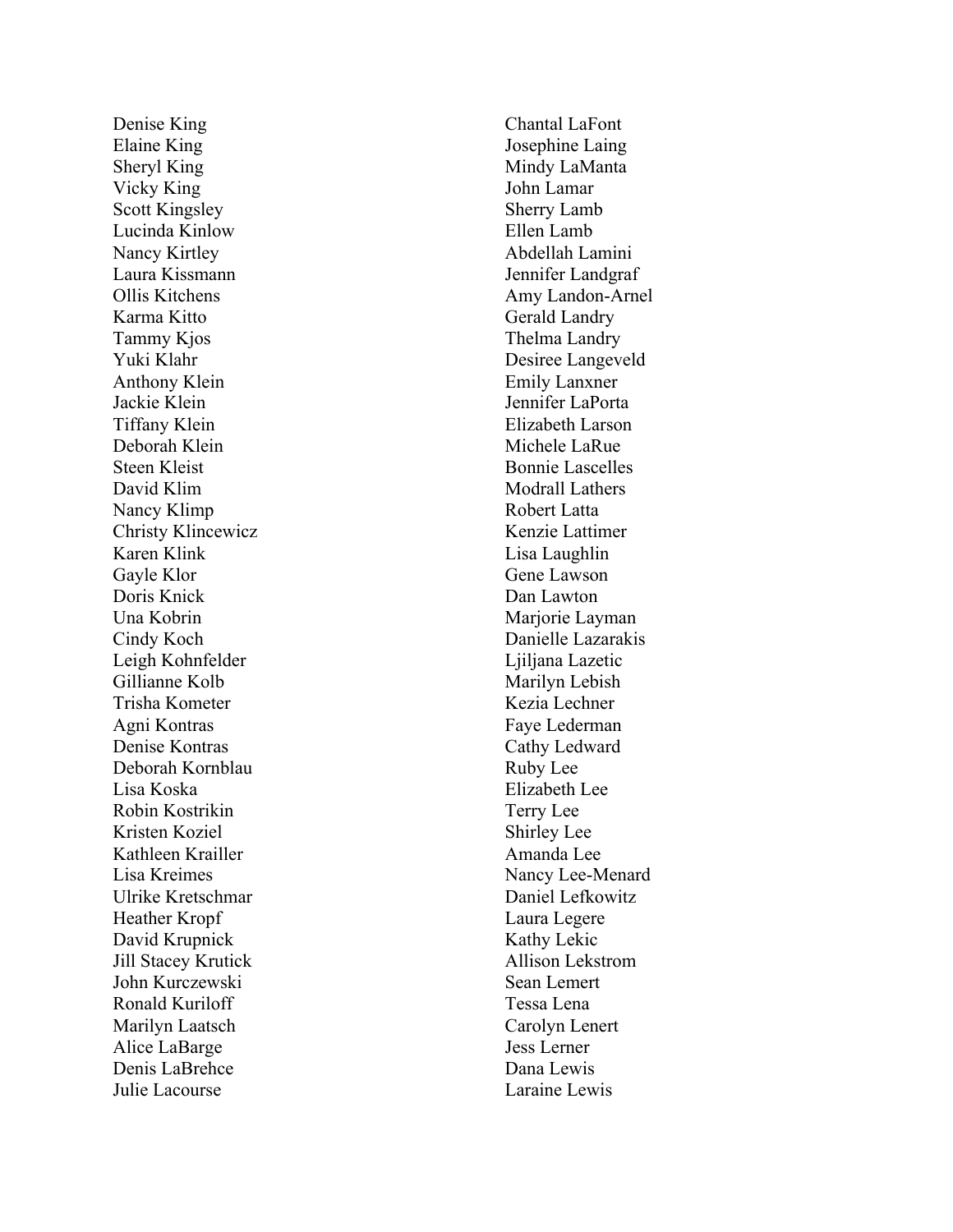Denise King
Elaine King
Sheryl King
Vicky King
Scott Kingsley
Lucinda Kinlow
Nancy Kirtley
Laura Kissmann
Ollis Kitchens
Karma Kitto
Tammy Kjos
Yuki Klahr
Anthony Klein
Jackie Klein
Tiffany Klein
Deborah Klein
Steen Kleist
David Klim
Nancy Klimp
Christy Klincewicz
Karen Klink
Gayle Klor
Doris Knick
Una Kobrin
Cindy Koch
Leigh Kohnfelder
Gillianne Kolb
Trisha Kometer
Agni Kontras
Denise Kontras
Deborah Kornblau
Lisa Koska
Robin Kostrikin
Kristen Koziel
Kathleen Krailler
Lisa Kreimes
Ulrike Kretschmar
Heather Kropf
David Krupnick
Jill Stacey Krutick
John Kurczewski
Ronald Kuriloff
Marilyn Laatsch
Alice LaBarge
Denis LaBrehce
Julie Lacourse
Chantal LaFont
Josephine Laing
Mindy LaManta
John Lamar
Sherry Lamb
Ellen Lamb
Abdellah Lamini
Jennifer Landgraf
Amy Landon-Arnel
Gerald Landry
Thelma Landry
Desiree Langeveld
Emily Lanxner
Jennifer LaPorta
Elizabeth Larson
Michele LaRue
Bonnie Lascelles
Modrall Lathers
Robert Latta
Kenzie Lattimer
Lisa Laughlin
Gene Lawson
Dan Lawton
Marjorie Layman
Danielle Lazarakis
Ljiljana Lazetic
Marilyn Lebish
Kezia Lechner
Faye Lederman
Cathy Ledward
Ruby Lee
Elizabeth Lee
Terry Lee
Shirley Lee
Amanda Lee
Nancy Lee-Menard
Daniel Lefkowitz
Laura Legere
Kathy Lekic
Allison Lekstrom
Sean Lemert
Tessa Lena
Carolyn Lenert
Jess Lerner
Dana Lewis
Laraine Lewis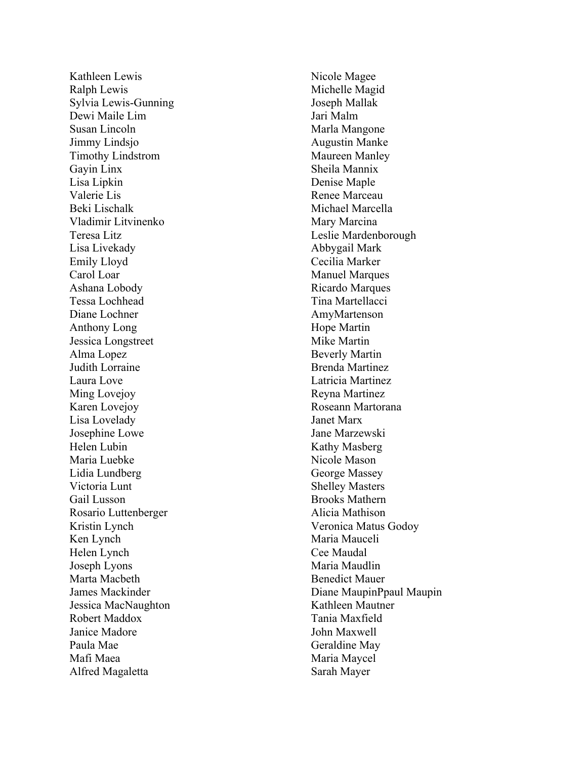Kathleen Lewis
Ralph Lewis
Sylvia Lewis-Gunning
Dewi Maile Lim
Susan Lincoln
Jimmy Lindsjo
Timothy Lindstrom
Gayin Linx
Lisa Lipkin
Valerie Lis
Beki Lischalk
Vladimir Litvinenko
Teresa Litz
Lisa Livekady
Emily Lloyd
Carol Loar
Ashana Lobody
Tessa Lochhead
Diane Lochner
Anthony Long
Jessica Longstreet
Alma Lopez
Judith Lorraine
Laura Love
Ming Lovejoy
Karen Lovejoy
Lisa Lovelady
Josephine Lowe
Helen Lubin
Maria Luebke
Lidia Lundberg
Victoria Lunt
Gail Lusson
Rosario Luttenberger
Kristin Lynch
Ken Lynch
Helen Lynch
Joseph Lyons
Marta Macbeth
James Mackinder
Jessica MacNaughton
Robert Maddox
Janice Madore
Paula Mae
Mafi Maea
Alfred Magaletta
Nicole Magee
Michelle Magid
Joseph Mallak
Jari Malm
Marla Mangone
Augustin Manke
Maureen Manley
Sheila Mannix
Denise Maple
Renee Marceau
Michael Marcella
Mary Marcina
Leslie Mardenborough
Abbygail Mark
Cecilia Marker
Manuel Marques
Ricardo Marques
Tina Martellacci
AmyMartenson
Hope Martin
Mike Martin
Beverly Martin
Brenda Martinez
Latricia Martinez
Reyna Martinez
Roseann Martorana
Janet Marx
Jane Marzewski
Kathy Masberg
Nicole Mason
George Massey
Shelley Masters
Brooks Mathern
Alicia Mathison
Veronica Matus Godoy
Maria Mauceli
Cee Maudal
Maria Maudlin
Benedict Mauer
Diane MaupinPpaul Maupin
Kathleen Mautner
Tania Maxfield
John Maxwell
Geraldine May
Maria Maycel
Sarah Mayer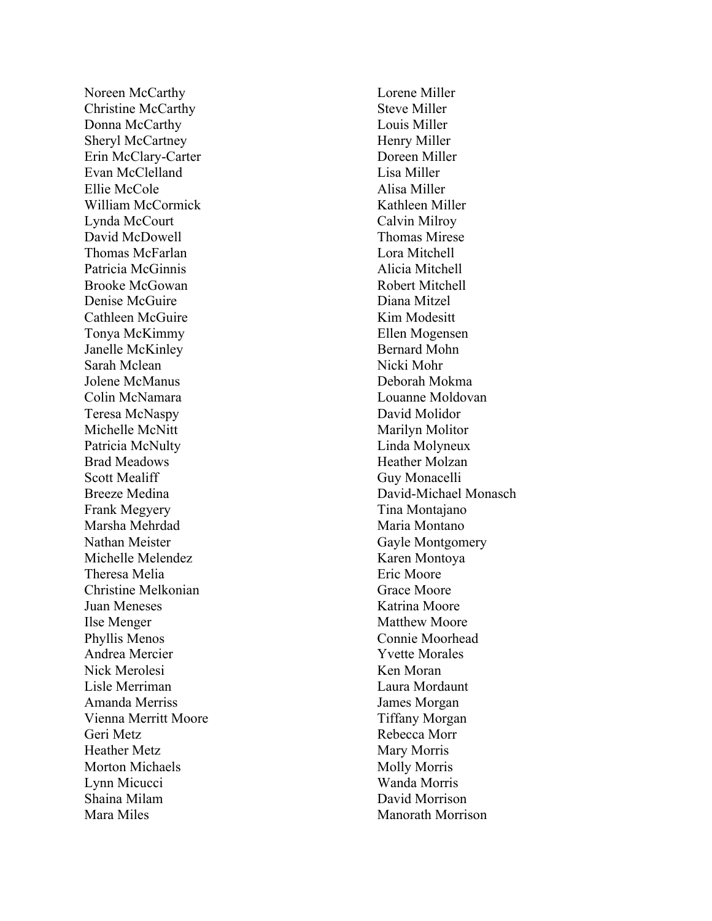Noreen McCarthy
Christine McCarthy
Donna McCarthy
Sheryl McCartney
Erin McClary-Carter
Evan McClelland
Ellie McCole
William McCormick
Lynda McCourt
David McDowell
Thomas McFarlan
Patricia McGinnis
Brooke McGowan
Denise McGuire
Cathleen McGuire
Tonya McKimmy
Janelle McKinley
Sarah Mclean
Jolene McManus
Colin McNamara
Teresa McNaspy
Michelle McNitt
Patricia McNulty
Brad Meadows
Scott Mealiff
Breeze Medina
Frank Megyery
Marsha Mehrdad
Nathan Meister
Michelle Melendez
Theresa Melia
Christine Melkonian
Juan Meneses
Ilse Menger
Phyllis Menos
Andrea Mercier
Nick Merolesi
Lisle Merriman
Amanda Merriss
Vienna Merritt Moore
Geri Metz
Heather Metz
Morton Michaels
Lynn Micucci
Shaina Milam
Mara Miles
Lorene Miller
Steve Miller
Louis Miller
Henry Miller
Doreen Miller
Lisa Miller
Alisa Miller
Kathleen Miller
Calvin Milroy
Thomas Mirese
Lora Mitchell
Alicia Mitchell
Robert Mitchell
Diana Mitzel
Kim Modesitt
Ellen Mogensen
Bernard Mohn
Nicki Mohr
Deborah Mokma
Louanne Moldovan
David Molidor
Marilyn Molitor
Linda Molyneux
Heather Molzan
Guy Monacelli
David-Michael Monasch
Tina Montajano
Maria Montano
Gayle Montgomery
Karen Montoya
Eric Moore
Grace Moore
Katrina Moore
Matthew Moore
Connie Moorhead
Yvette Morales
Ken Moran
Laura Mordaunt
James Morgan
Tiffany Morgan
Rebecca Morr
Mary Morris
Molly Morris
Wanda Morris
David Morrison
Manorath Morrison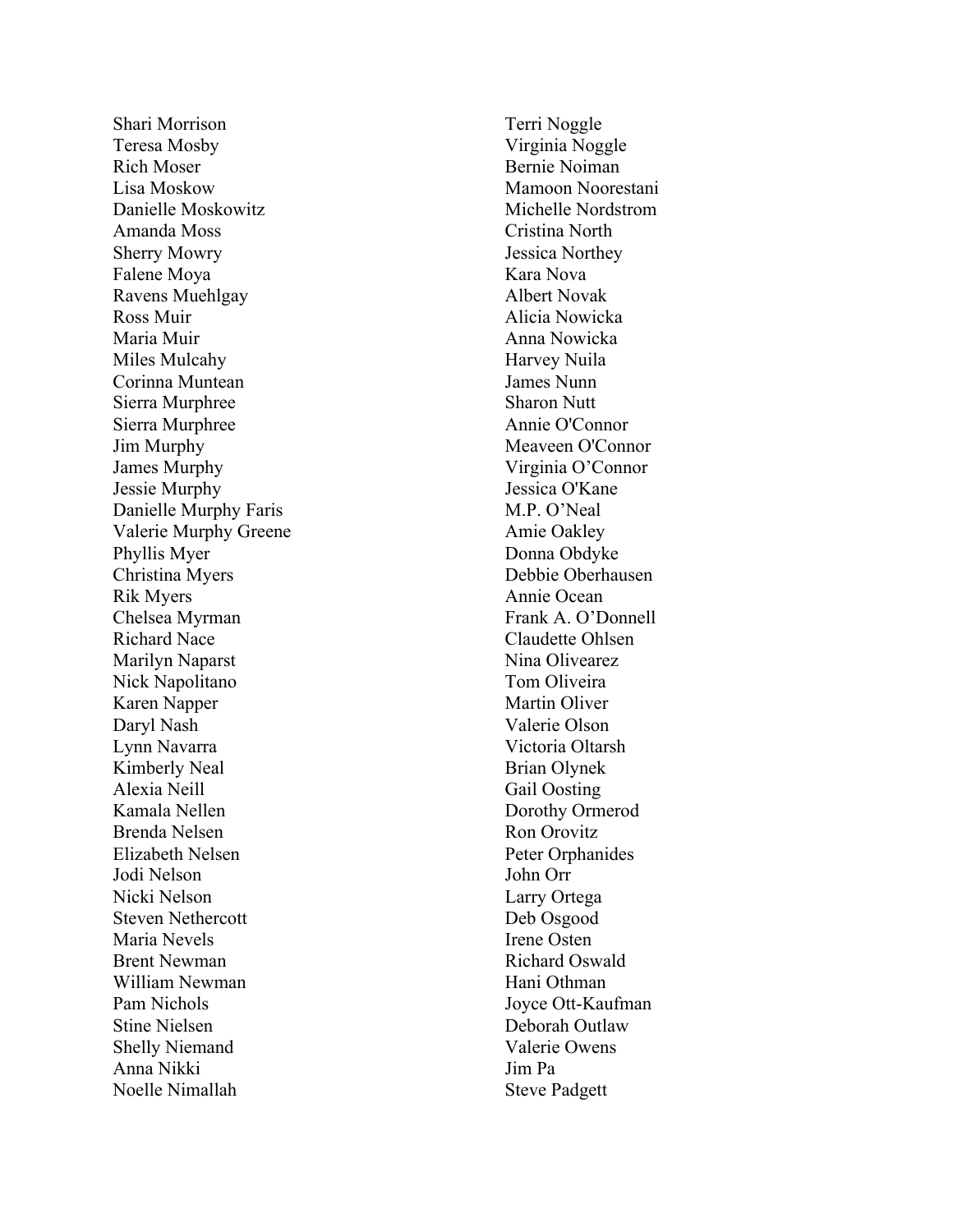Shari Morrison
Teresa Mosby
Rich Moser
Lisa Moskow
Danielle Moskowitz
Amanda Moss
Sherry Mowry
Falene Moya
Ravens Muehlgay
Ross Muir
Maria Muir
Miles Mulcahy
Corinna Muntean
Sierra Murphree
Sierra Murphree
Jim Murphy
James Murphy
Jessie Murphy
Danielle Murphy Faris
Valerie Murphy Greene
Phyllis Myer
Christina Myers
Rik Myers
Chelsea Myrman
Richard Nace
Marilyn Naparst
Nick Napolitano
Karen Napper
Daryl Nash
Lynn Navarra
Kimberly Neal
Alexia Neill
Kamala Nellen
Brenda Nelsen
Elizabeth Nelsen
Jodi Nelson
Nicki Nelson
Steven Nethercott
Maria Nevels
Brent Newman
William Newman
Pam Nichols
Stine Nielsen
Shelly Niemand
Anna Nikki
Noelle Nimallah
Terri Noggle
Virginia Noggle
Bernie Noiman
Mamoon Noorestani
Michelle Nordstrom
Cristina North
Jessica Northey
Kara Nova
Albert Novak
Alicia Nowicka
Anna Nowicka
Harvey Nuila
James Nunn
Sharon Nutt
Annie O'Connor
Meaveen O'Connor
Virginia O'Connor
Jessica O'Kane
M.P. O'Neal
Amie Oakley
Donna Obdyke
Debbie Oberhausen
Annie Ocean
Frank A. O'Donnell
Claudette Ohlsen
Nina Olivearez
Tom Oliveira
Martin Oliver
Valerie Olson
Victoria Oltarsh
Brian Olynek
Gail Oosting
Dorothy Ormerod
Ron Orovitz
Peter Orphanides
John Orr
Larry Ortega
Deb Osgood
Irene Osten
Richard Oswald
Hani Othman
Joyce Ott-Kaufman
Deborah Outlaw
Valerie Owens
Jim Pa
Steve Padgett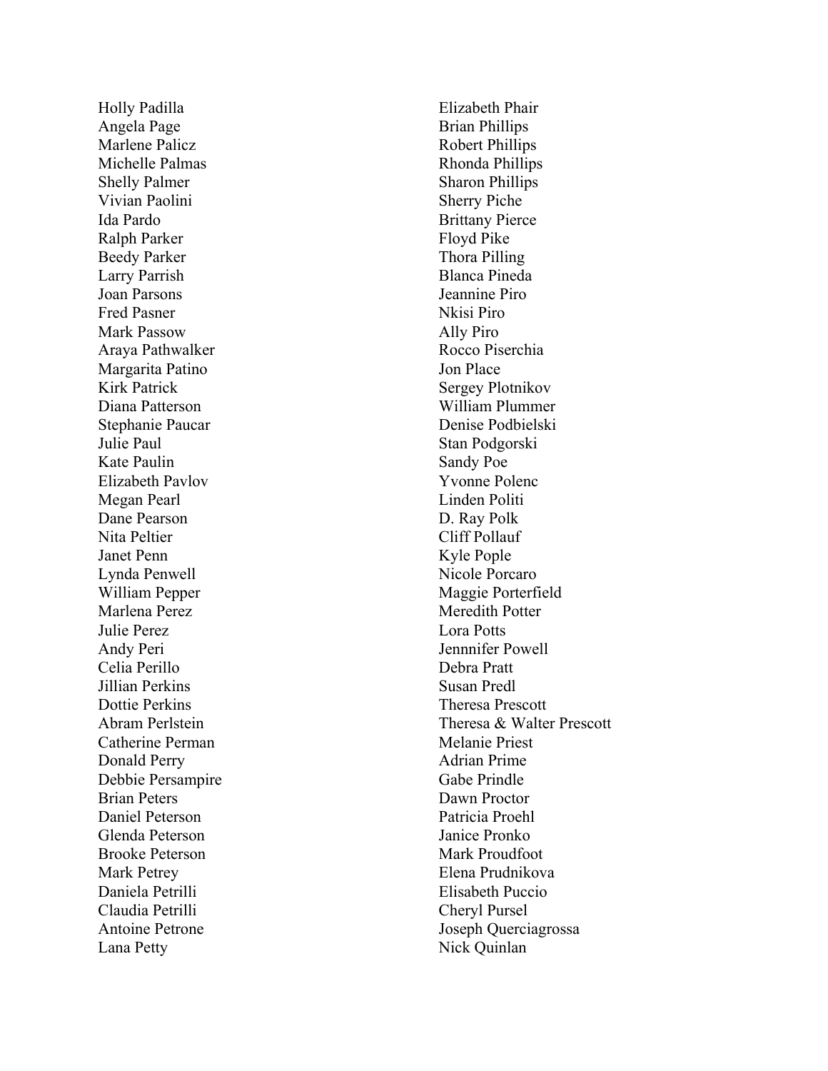Holly Padilla
Angela Page
Marlene Palicz
Michelle Palmas
Shelly Palmer
Vivian Paolini
Ida Pardo
Ralph Parker
Beedy Parker
Larry Parrish
Joan Parsons
Fred Pasner
Mark Passow
Araya Pathwalker
Margarita Patino
Kirk Patrick
Diana Patterson
Stephanie Paucar
Julie Paul
Kate Paulin
Elizabeth Pavlov
Megan Pearl
Dane Pearson
Nita Peltier
Janet Penn
Lynda Penwell
William Pepper
Marlena Perez
Julie Perez
Andy Peri
Celia Perillo
Jillian Perkins
Dottie Perkins
Abram Perlstein
Catherine Perman
Donald Perry
Debbie Persampire
Brian Peters
Daniel Peterson
Glenda Peterson
Brooke Peterson
Mark Petrey
Daniela Petrilli
Claudia Petrilli
Antoine Petrone
Lana Petty
Elizabeth Phair
Brian Phillips
Robert Phillips
Rhonda Phillips
Sharon Phillips
Sherry Piche
Brittany Pierce
Floyd Pike
Thora Pilling
Blanca Pineda
Jeannine Piro
Nkisi Piro
Ally Piro
Rocco Piserchia
Jon Place
Sergey Plotnikov
William Plummer
Denise Podbielski
Stan Podgorski
Sandy Poe
Yvonne Polenc
Linden Politi
D. Ray Polk
Cliff Pollauf
Kyle Pople
Nicole Porcaro
Maggie Porterfield
Meredith Potter
Lora Potts
Jennnifer Powell
Debra Pratt
Susan Predl
Theresa Prescott
Theresa & Walter Prescott
Melanie Priest
Adrian Prime
Gabe Prindle
Dawn Proctor
Patricia Proehl
Janice Pronko
Mark Proudfoot
Elena Prudnikova
Elisabeth Puccio
Cheryl Pursel
Joseph Querciagrossa
Nick Quinlan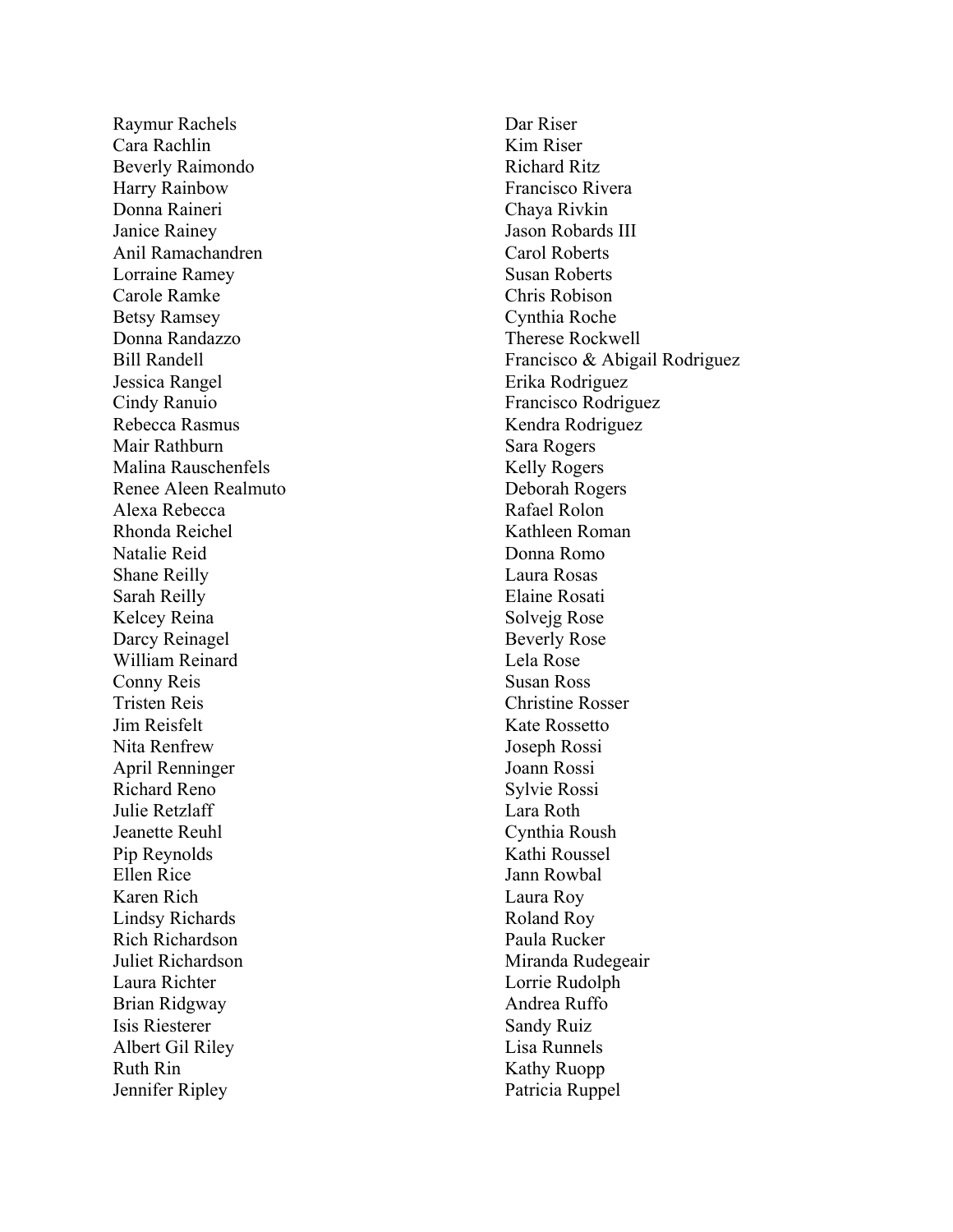Raymur Rachels
Cara Rachlin
Beverly Raimondo
Harry Rainbow
Donna Raineri
Janice Rainey
Anil Ramachandren
Lorraine Ramey
Carole Ramke
Betsy Ramsey
Donna Randazzo
Bill Randell
Jessica Rangel
Cindy Ranuio
Rebecca Rasmus
Mair Rathburn
Malina Rauschenfels
Renee Aleen Realmuto
Alexa Rebecca
Rhonda Reichel
Natalie Reid
Shane Reilly
Sarah Reilly
Kelcey Reina
Darcy Reinagel
William Reinard
Conny Reis
Tristen Reis
Jim Reisfelt
Nita Renfrew
April Renninger
Richard Reno
Julie Retzlaff
Jeanette Reuhl
Pip Reynolds
Ellen Rice
Karen Rich
Lindsy Richards
Rich Richardson
Juliet Richardson
Laura Richter
Brian Ridgway
Isis Riesterer
Albert Gil Riley
Ruth Rin
Jennifer Ripley
Dar Riser
Kim Riser
Richard Ritz
Francisco Rivera
Chaya Rivkin
Jason Robards III
Carol Roberts
Susan Roberts
Chris Robison
Cynthia Roche
Therese Rockwell
Francisco & Abigail Rodriguez
Erika Rodriguez
Francisco Rodriguez
Kendra Rodriguez
Sara Rogers
Kelly Rogers
Deborah Rogers
Rafael Rolon
Kathleen Roman
Donna Romo
Laura Rosas
Elaine Rosati
Solvejg Rose
Beverly Rose
Lela Rose
Susan Ross
Christine Rosser
Kate Rossetto
Joseph Rossi
Joann Rossi
Sylvie Rossi
Lara Roth
Cynthia Roush
Kathi Roussel
Jann Rowbal
Laura Roy
Roland Roy
Paula Rucker
Miranda Rudegeair
Lorrie Rudolph
Andrea Ruffo
Sandy Ruiz
Lisa Runnels
Kathy Ruopp
Patricia Ruppel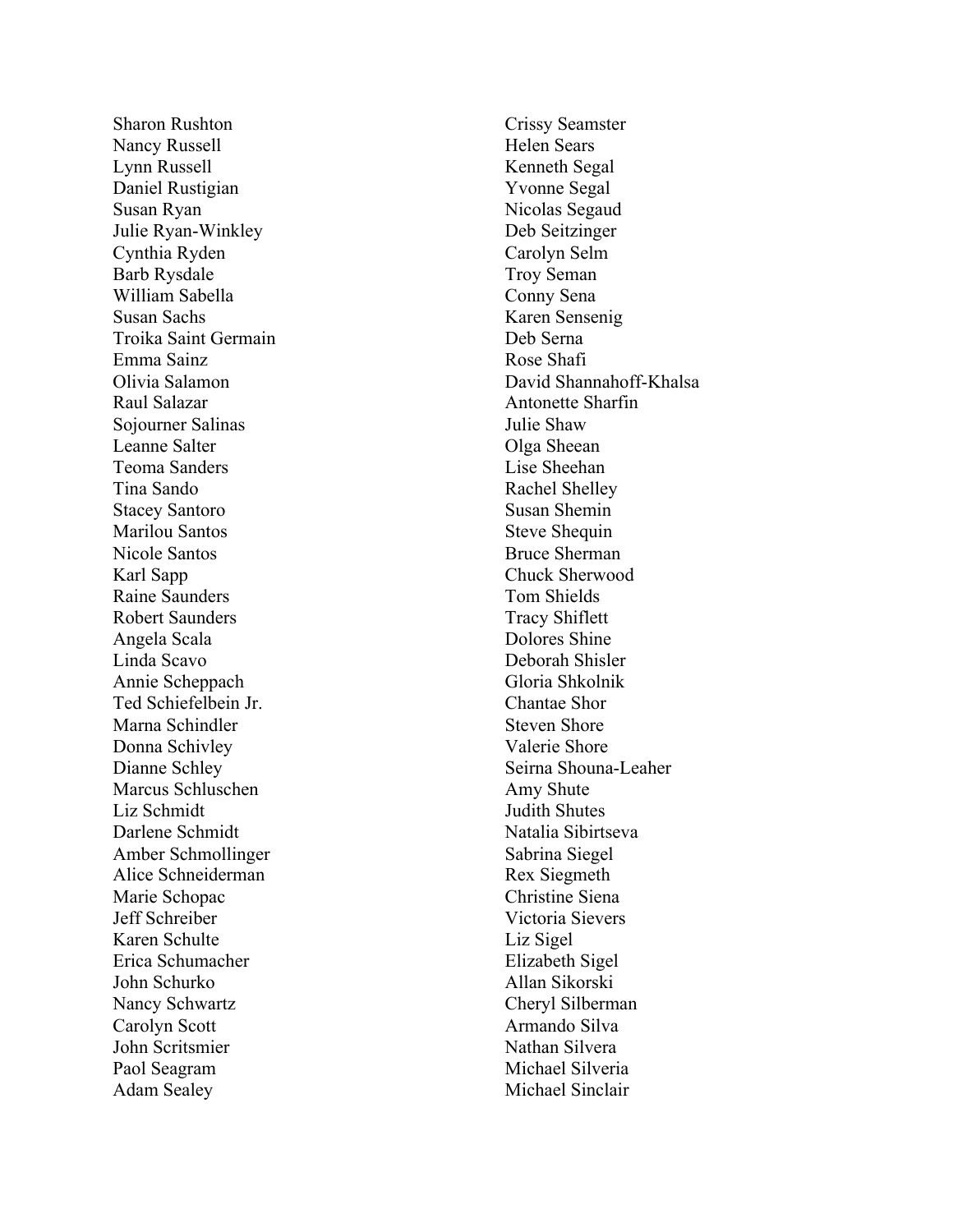Sharon Rushton
Nancy Russell
Lynn Russell
Daniel Rustigian
Susan Ryan
Julie Ryan-Winkley
Cynthia Ryden
Barb Rysdale
William Sabella
Susan Sachs
Troika Saint Germain
Emma Sainz
Olivia Salamon
Raul Salazar
Sojourner Salinas
Leanne Salter
Teoma Sanders
Tina Sando
Stacey Santoro
Marilou Santos
Nicole Santos
Karl Sapp
Raine Saunders
Robert Saunders
Angela Scala
Linda Scavo
Annie Scheppach
Ted Schiefelbein Jr.
Marna Schindler
Donna Schivley
Dianne Schley
Marcus Schluschen
Liz Schmidt
Darlene Schmidt
Amber Schmollinger
Alice Schneiderman
Marie Schopac
Jeff Schreiber
Karen Schulte
Erica Schumacher
John Schurko
Nancy Schwartz
Carolyn Scott
John Scritsmier
Paol Seagram
Adam Sealey
Crissy Seamster
Helen Sears
Kenneth Segal
Yvonne Segal
Nicolas Segaud
Deb Seitzinger
Carolyn Selm
Troy Seman
Conny Sena
Karen Sensenig
Deb Serna
Rose Shafi
David Shannahoff-Khalsa
Antonette Sharfin
Julie Shaw
Olga Sheean
Lise Sheehan
Rachel Shelley
Susan Shemin
Steve Shequin
Bruce Sherman
Chuck Sherwood
Tom Shields
Tracy Shiflett
Dolores Shine
Deborah Shisler
Gloria Shkolnik
Chantae Shor
Steven Shore
Valerie Shore
Seirna Shouna-Leaher
Amy Shute
Judith Shutes
Natalia Sibirtseva
Sabrina Siegel
Rex Siegmeth
Christine Siena
Victoria Sievers
Liz Sigel
Elizabeth Sigel
Allan Sikorski
Cheryl Silberman
Armando Silva
Nathan Silvera
Michael Silveria
Michael Sinclair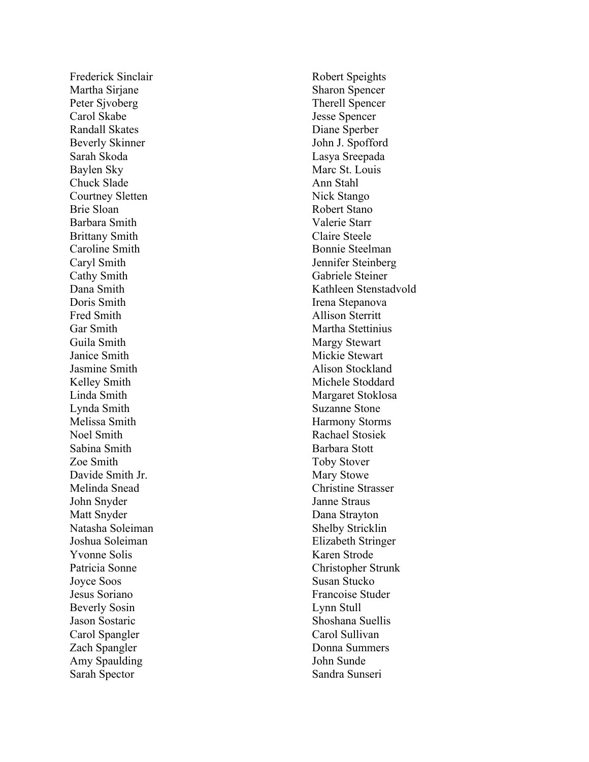Frederick Sinclair
Martha Sirjane
Peter Sjvoberg
Carol Skabe
Randall Skates
Beverly Skinner
Sarah Skoda
Baylen Sky
Chuck Slade
Courtney Sletten
Brie Sloan
Barbara Smith
Brittany Smith
Caroline Smith
Caryl Smith
Cathy Smith
Dana Smith
Doris Smith
Fred Smith
Gar Smith
Guila Smith
Janice Smith
Jasmine Smith
Kelley Smith
Linda Smith
Lynda Smith
Melissa Smith
Noel Smith
Sabina Smith
Zoe Smith
Davide Smith Jr.
Melinda Snead
John Snyder
Matt Snyder
Natasha Soleiman
Joshua Soleiman
Yvonne Solis
Patricia Sonne
Joyce Soos
Jesus Soriano
Beverly Sosin
Jason Sostaric
Carol Spangler
Zach Spangler
Amy Spaulding
Sarah Spector
Robert Speights
Sharon Spencer
Therell Spencer
Jesse Spencer
Diane Sperber
John J. Spofford
Lasya Sreepada
Marc St. Louis
Ann Stahl
Nick Stango
Robert Stano
Valerie Starr
Claire Steele
Bonnie Steelman
Jennifer Steinberg
Gabriele Steiner
Kathleen Stenstadvold
Irena Stepanova
Allison Sterritt
Martha Stettinius
Margy Stewart
Mickie Stewart
Alison Stockland
Michele Stoddard
Margaret Stoklosa
Suzanne Stone
Harmony Storms
Rachael Stosiek
Barbara Stott
Toby Stover
Mary Stowe
Christine Strasser
Janne Straus
Dana Strayton
Shelby Stricklin
Elizabeth Stringer
Karen Strode
Christopher Strunk
Susan Stucko
Francoise Studer
Lynn Stull
Shoshana Suellis
Carol Sullivan
Donna Summers
John Sunde
Sandra Sunseri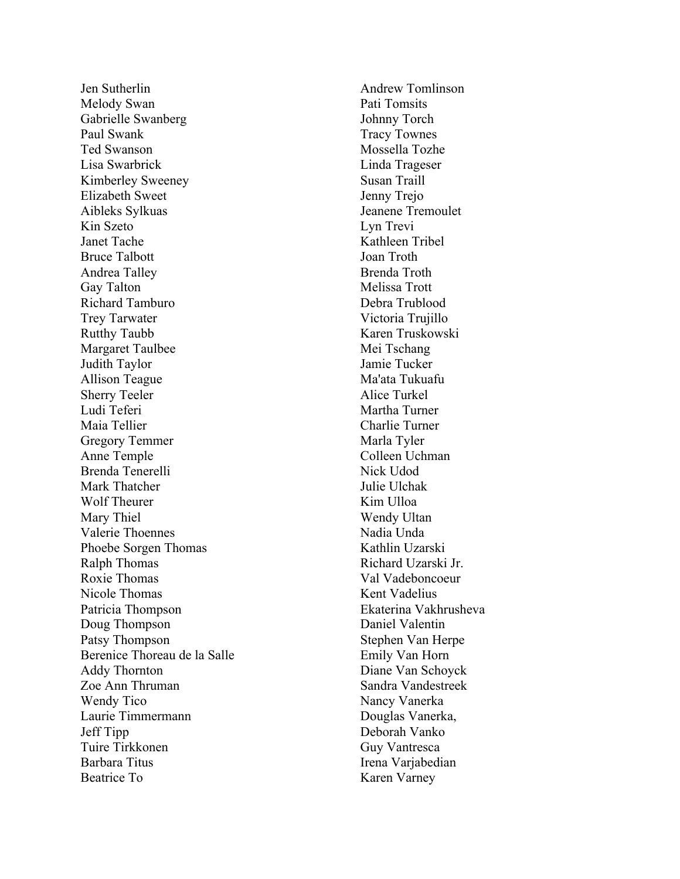Jen Sutherlin
Melody Swan
Gabrielle Swanberg
Paul Swank
Ted Swanson
Lisa Swarbrick
Kimberley Sweeney
Elizabeth Sweet
Aibleks Sylkuas
Kin Szeto
Janet Tache
Bruce Talbott
Andrea Talley
Gay Talton
Richard Tamburo
Trey Tarwater
Rutthy Taubb
Margaret Taulbee
Judith Taylor
Allison Teague
Sherry Teeler
Ludi Teferi
Maia Tellier
Gregory Temmer
Anne Temple
Brenda Tenerelli
Mark Thatcher
Wolf Theurer
Mary Thiel
Valerie Thoennes
Phoebe Sorgen Thomas
Ralph Thomas
Roxie Thomas
Nicole Thomas
Patricia Thompson
Doug Thompson
Patsy Thompson
Berenice Thoreau de la Salle
Addy Thornton
Zoe Ann Thruman
Wendy Tico
Laurie Timmermann
Jeff Tipp
Tuire Tirkkonen
Barbara Titus
Beatrice To
Andrew Tomlinson
Pati Tomsits
Johnny Torch
Tracy Townes
Mossella Tozhe
Linda Trageser
Susan Traill
Jenny Trejo
Jeanene Tremoulet
Lyn Trevi
Kathleen Tribel
Joan Troth
Brenda Troth
Melissa Trott
Debra Trublood
Victoria Trujillo
Karen Truskowski
Mei Tschang
Jamie Tucker
Ma'ata Tukuafu
Alice Turkel
Martha Turner
Charlie Turner
Marla Tyler
Colleen Uchman
Nick Udod
Julie Ulchak
Kim Ulloa
Wendy Ultan
Nadia Unda
Kathlin Uzarski
Richard Uzarski Jr.
Val Vadeboncoeur
Kent Vadelius
Ekaterina Vakhrusheva
Daniel Valentin
Stephen Van Herpe
Emily Van Horn
Diane Van Schoyck
Sandra Vandestreek
Nancy Vanerka
Douglas Vanerka,
Deborah Vanko
Guy Vantresca
Irena Varjabedian
Karen Varney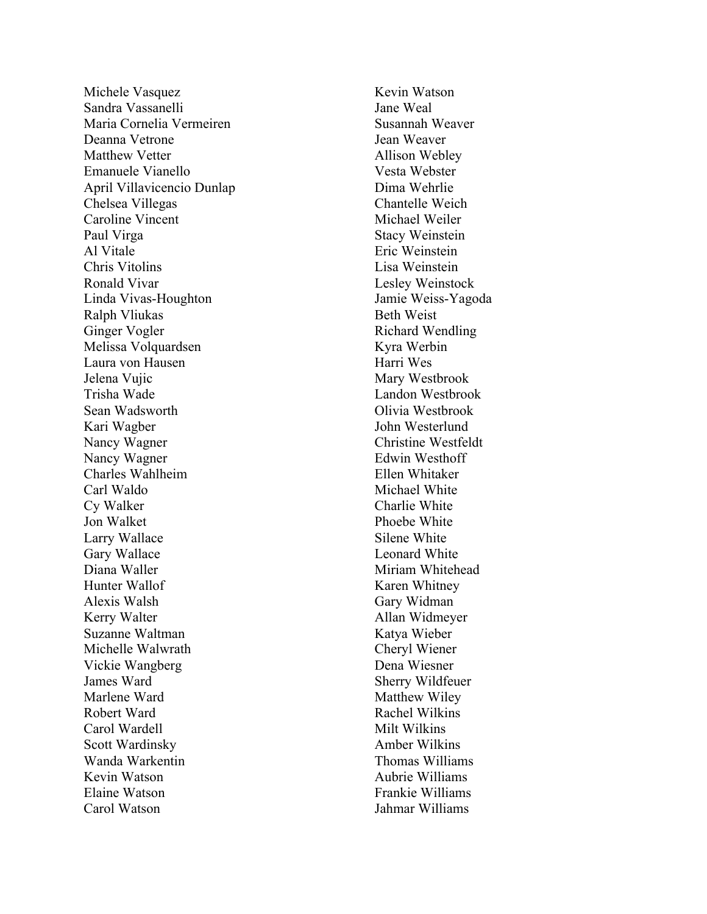Michele Vasquez
Sandra Vassanelli
Maria Cornelia Vermeiren
Deanna Vetrone
Matthew Vetter
Emanuele Vianello
April Villavicencio Dunlap
Chelsea Villegas
Caroline Vincent
Paul Virga
Al Vitale
Chris Vitolins
Ronald Vivar
Linda Vivas-Houghton
Ralph Vliukas
Ginger Vogler
Melissa Volquardsen
Laura von Hausen
Jelena Vujic
Trisha Wade
Sean Wadsworth
Kari Wagber
Nancy Wagner
Nancy Wagner
Charles Wahlheim
Carl Waldo
Cy Walker
Jon Walket
Larry Wallace
Gary Wallace
Diana Waller
Hunter Wallof
Alexis Walsh
Kerry Walter
Suzanne Waltman
Michelle Walwrath
Vickie Wangberg
James Ward
Marlene Ward
Robert Ward
Carol Wardell
Scott Wardinsky
Wanda Warkentin
Kevin Watson
Elaine Watson
Carol Watson
Kevin Watson
Jane Weal
Susannah Weaver
Jean Weaver
Allison Webley
Vesta Webster
Dima Wehrlie
Chantelle Weich
Michael Weiler
Stacy Weinstein
Eric Weinstein
Lisa Weinstein
Lesley Weinstock
Jamie Weiss-Yagoda
Beth Weist
Richard Wendling
Kyra Werbin
Harri Wes
Mary Westbrook
Landon Westbrook
Olivia Westbrook
John Westerlund
Christine Westfeldt
Edwin Westhoff
Ellen Whitaker
Michael White
Charlie White
Phoebe White
Silene White
Leonard White
Miriam Whitehead
Karen Whitney
Gary Widman
Allan Widmeyer
Katya Wieber
Cheryl Wiener
Dena Wiesner
Sherry Wildfeuer
Matthew Wiley
Rachel Wilkins
Milt Wilkins
Amber Wilkins
Thomas Williams
Aubrie Williams
Frankie Williams
Jahmar Williams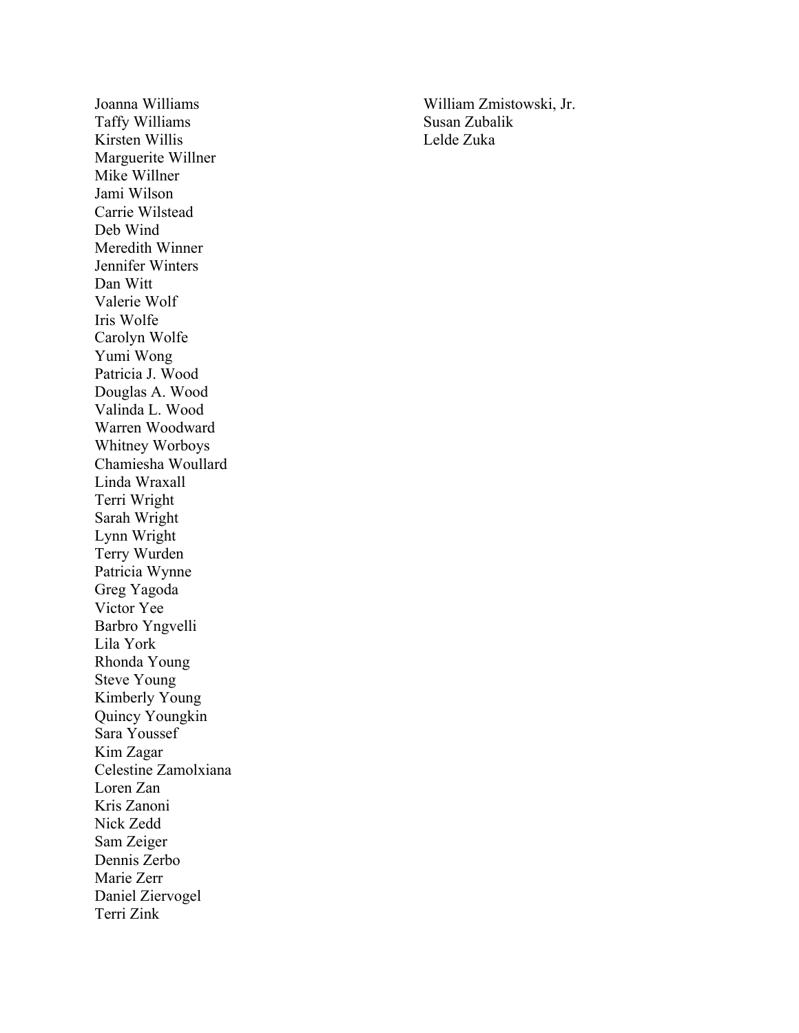Joanna Williams
Taffy Williams
Kirsten Willis
Marguerite Willner
Mike Willner
Jami Wilson
Carrie Wilstead
Deb Wind
Meredith Winner
Jennifer Winters
Dan Witt
Valerie Wolf
Iris Wolfe
Carolyn Wolfe
Yumi Wong
Patricia J. Wood
Douglas A. Wood
Valinda L. Wood
Warren Woodward
Whitney Worboys
Chamiesha Woullard
Linda Wraxall
Terri Wright
Sarah Wright
Lynn Wright
Terry Wurden
Patricia Wynne
Greg Yagoda
Victor Yee
Barbro Yngvelli
Lila York
Rhonda Young
Steve Young
Kimberly Young
Quincy Youngkin
Sara Youssef
Kim Zagar
Celestine Zamolxiana
Loren Zan
Kris Zanoni
Nick Zedd
Sam Zeiger
Dennis Zerbo
Marie Zerr
Daniel Ziervogel
Terri Zink
William Zmistowski, Jr.
Susan Zubalik
Lelde Zuka